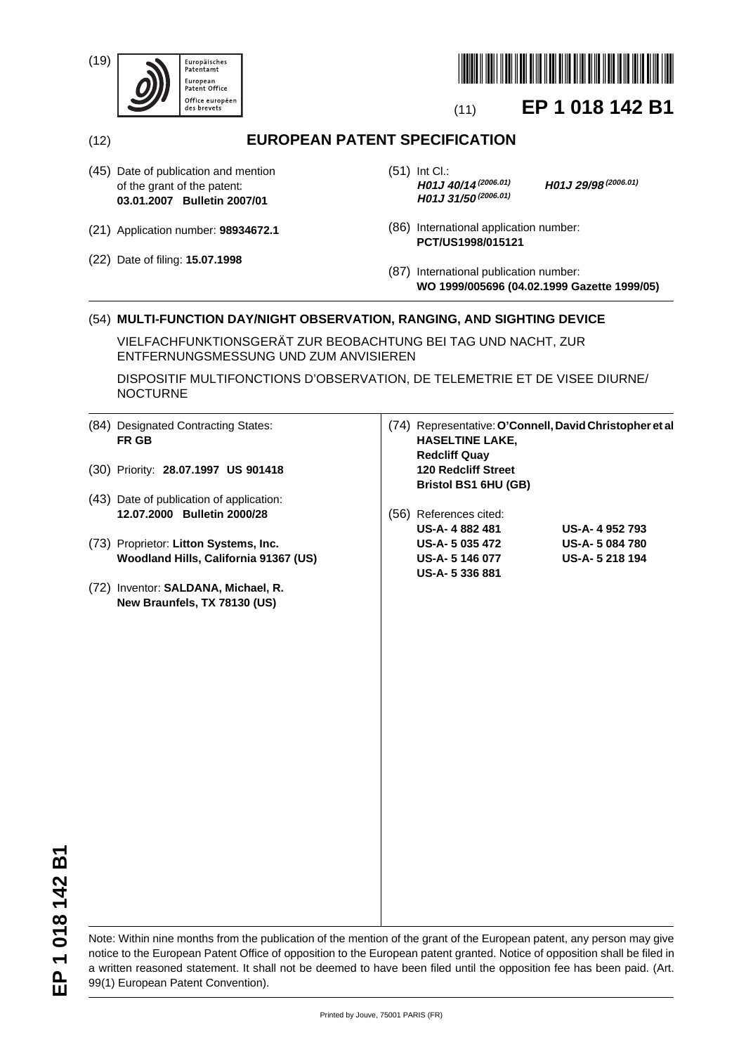(19) Europäisches Patentamt
European Patent Office
Office européen des brevets

(11) **EP 1 018 142 B1**

(12) **EUROPEAN PATENT SPECIFICATION**

(45) Date of publication and mention of the grant of the patent:
**03.01.2007 Bulletin 2007/01**

(21) Application number: **98934672.1**

(22) Date of filing: **15.07.1998**

(51) Int Cl.:
***H01J 40/14*** *(2006.01)* ***H01J 29/98*** *(2006.01)*
***H01J 31/50*** *(2006.01)*

(86) International application number:
**PCT/US1998/015121**

(87) International publication number:
**WO 1999/005696 (04.02.1999 Gazette 1999/05)**

(54) **MULTI-FUNCTION DAY/NIGHT OBSERVATION, RANGING, AND SIGHTING DEVICE**

VIELFACHFUNKTIONSGERÄT ZUR BEOBACHTUNG BEI TAG UND NACHT, ZUR ENTFERNUNGSMESSUNG UND ZUM ANVISIEREN

DISPOSITIF MULTIFONCTIONS D'OBSERVATION, DE TELEMETRIE ET DE VISEE DIURNE/ NOCTURNE

(84) Designated Contracting States:
**FR GB**

(30) Priority: **28.07.1997 US 901418**

(43) Date of publication of application:
**12.07.2000 Bulletin 2000/28**

(73) Proprietor: **Litton Systems, Inc.**
**Woodland Hills, California 91367 (US)**

(72) Inventor: **SALDANA, Michael, R.**
**New Braunfels, TX 78130 (US)**

(74) Representative: **O'Connell, David Christopher et al**
**HASELTINE LAKE,**
**Redcliff Quay**
**120 Redcliff Street**
**Bristol BS1 6HU (GB)**

(56) References cited:
**US-A- 4 882 481**
**US-A- 4 952 793**
**US-A- 5 035 472**
**US-A- 5 084 780**
**US-A- 5 146 077**
**US-A- 5 218 194**
**US-A- 5 336 881**

Note: Within nine months from the publication of the mention of the grant of the European patent, any person may give notice to the European Patent Office of opposition to the European patent granted. Notice of opposition shall be filed in a written reasoned statement. It shall not be deemed to have been filed until the opposition fee has been paid. (Art. 99(1) European Patent Convention).

Printed by Jouve, 75001 PARIS (FR)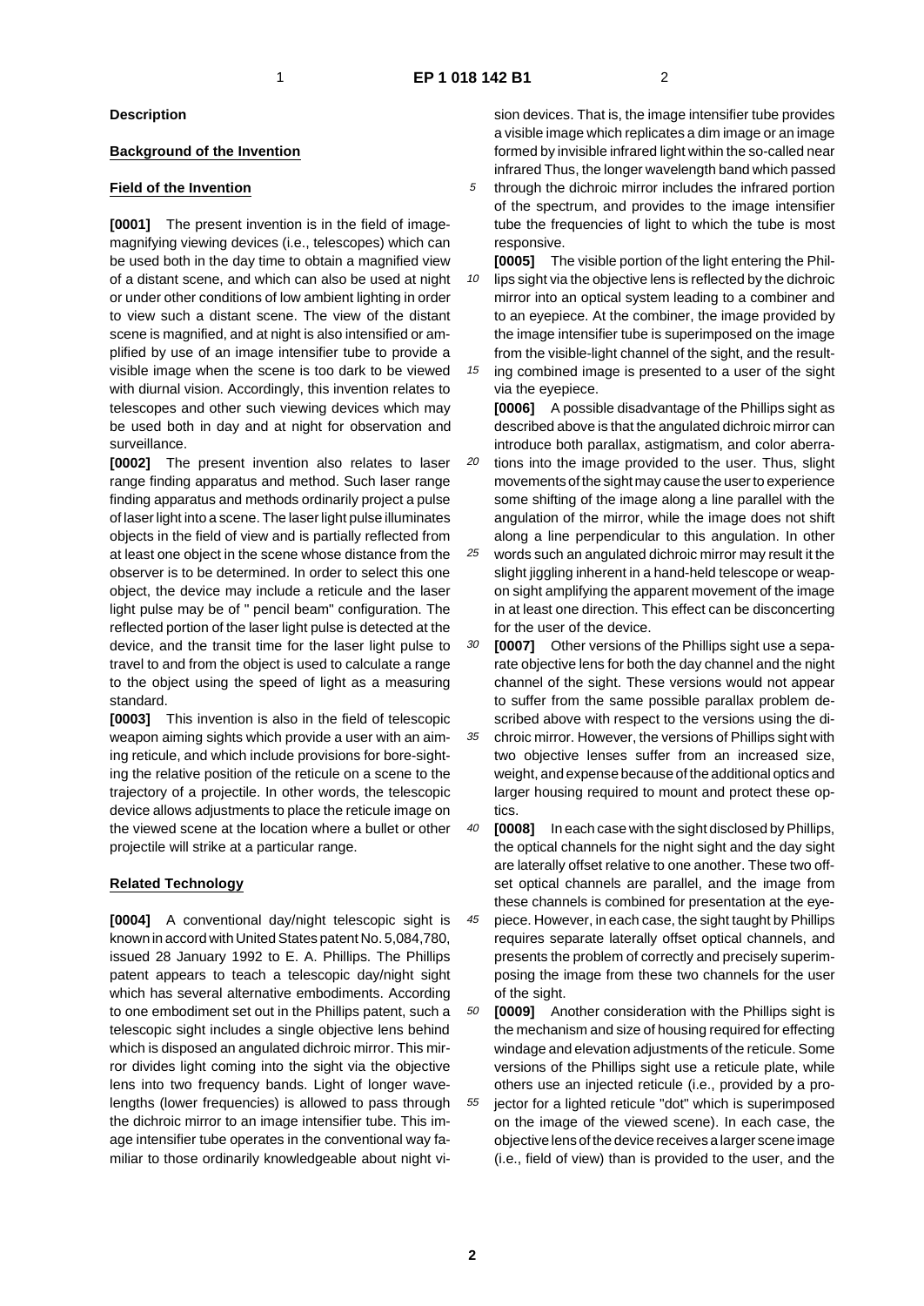## Description

### Background of the Invention

### Field of the Invention

**[0001]** The present invention is in the field of image-magnifying viewing devices (i.e., telescopes) which can be used both in the day time to obtain a magnified view of a distant scene, and which can also be used at night or under other conditions of low ambient lighting in order to view such a distant scene. The view of the distant scene is magnified, and at night is also intensified or amplified by use of an image intensifier tube to provide a visible image when the scene is too dark to be viewed with diurnal vision. Accordingly, this invention relates to telescopes and other such viewing devices which may be used both in day and at night for observation and surveillance.

**[0002]** The present invention also relates to laser range finding apparatus and method. Such laser range finding apparatus and methods ordinarily project a pulse of laser light into a scene. The laser light pulse illuminates objects in the field of view and is partially reflected from at least one object in the scene whose distance from the observer is to be determined. In order to select this one object, the device may include a reticule and the laser light pulse may be of " pencil beam" configuration. The reflected portion of the laser light pulse is detected at the device, and the transit time for the laser light pulse to travel to and from the object is used to calculate a range to the object using the speed of light as a measuring standard.

**[0003]** This invention is also in the field of telescopic weapon aiming sights which provide a user with an aiming reticule, and which include provisions for bore-sighting the relative position of the reticule on a scene to the trajectory of a projectile. In other words, the telescopic device allows adjustments to place the reticule image on the viewed scene at the location where a bullet or other projectile will strike at a particular range.

### Related Technology

**[0004]** A conventional day/night telescopic sight is known in accord with United States patent No. 5,084,780, issued 28 January 1992 to E. A. Phillips. The Phillips patent appears to teach a telescopic day/night sight which has several alternative embodiments. According to one embodiment set out in the Phillips patent, such a telescopic sight includes a single objective lens behind which is disposed an angulated dichroic mirror. This mirror divides light coming into the sight via the objective lens into two frequency bands. Light of longer wavelengths (lower frequencies) is allowed to pass through the dichroic mirror to an image intensifier tube. This image intensifier tube operates in the conventional way familiar to those ordinarily knowledgeable about night vision devices. That is, the image intensifier tube provides a visible image which replicates a dim image or an image formed by invisible infrared light within the so-called near infrared Thus, the longer wavelength band which passed through the dichroic mirror includes the infrared portion of the spectrum, and provides to the image intensifier tube the frequencies of light to which the tube is most responsive.

**[0005]** The visible portion of the light entering the Phillips sight via the objective lens is reflected by the dichroic mirror into an optical system leading to a combiner and to an eyepiece. At the combiner, the image provided by the image intensifier tube is superimposed on the image from the visible-light channel of the sight, and the resulting combined image is presented to a user of the sight via the eyepiece.

**[0006]** A possible disadvantage of the Phillips sight as described above is that the angulated dichroic mirror can introduce both parallax, astigmatism, and color aberrations into the image provided to the user. Thus, slight movements of the sight may cause the user to experience some shifting of the image along a line parallel with the angulation of the mirror, while the image does not shift along a line perpendicular to this angulation. In other words such an angulated dichroic mirror may result it the slight jiggling inherent in a hand-held telescope or weapon sight amplifying the apparent movement of the image in at least one direction. This effect can be disconcerting for the user of the device.

**[0007]** Other versions of the Phillips sight use a separate objective lens for both the day channel and the night channel of the sight. These versions would not appear to suffer from the same possible parallax problem described above with respect to the versions using the dichroic mirror. However, the versions of Phillips sight with two objective lenses suffer from an increased size, weight, and expense because of the additional optics and larger housing required to mount and protect these optics.

**[0008]** In each case with the sight disclosed by Phillips, the optical channels for the night sight and the day sight are laterally offset relative to one another. These two offset optical channels are parallel, and the image from these channels is combined for presentation at the eyepiece. However, in each case, the sight taught by Phillips requires separate laterally offset optical channels, and presents the problem of correctly and precisely superimposing the image from these two channels for the user of the sight.

**[0009]** Another consideration with the Phillips sight is the mechanism and size of housing required for effecting windage and elevation adjustments of the reticule. Some versions of the Phillips sight use a reticule plate, while others use an injected reticule (i.e., provided by a projector for a lighted reticule "dot" which is superimposed on the image of the viewed scene). In each case, the objective lens of the device receives a larger scene image (i.e., field of view) than is provided to the user, and the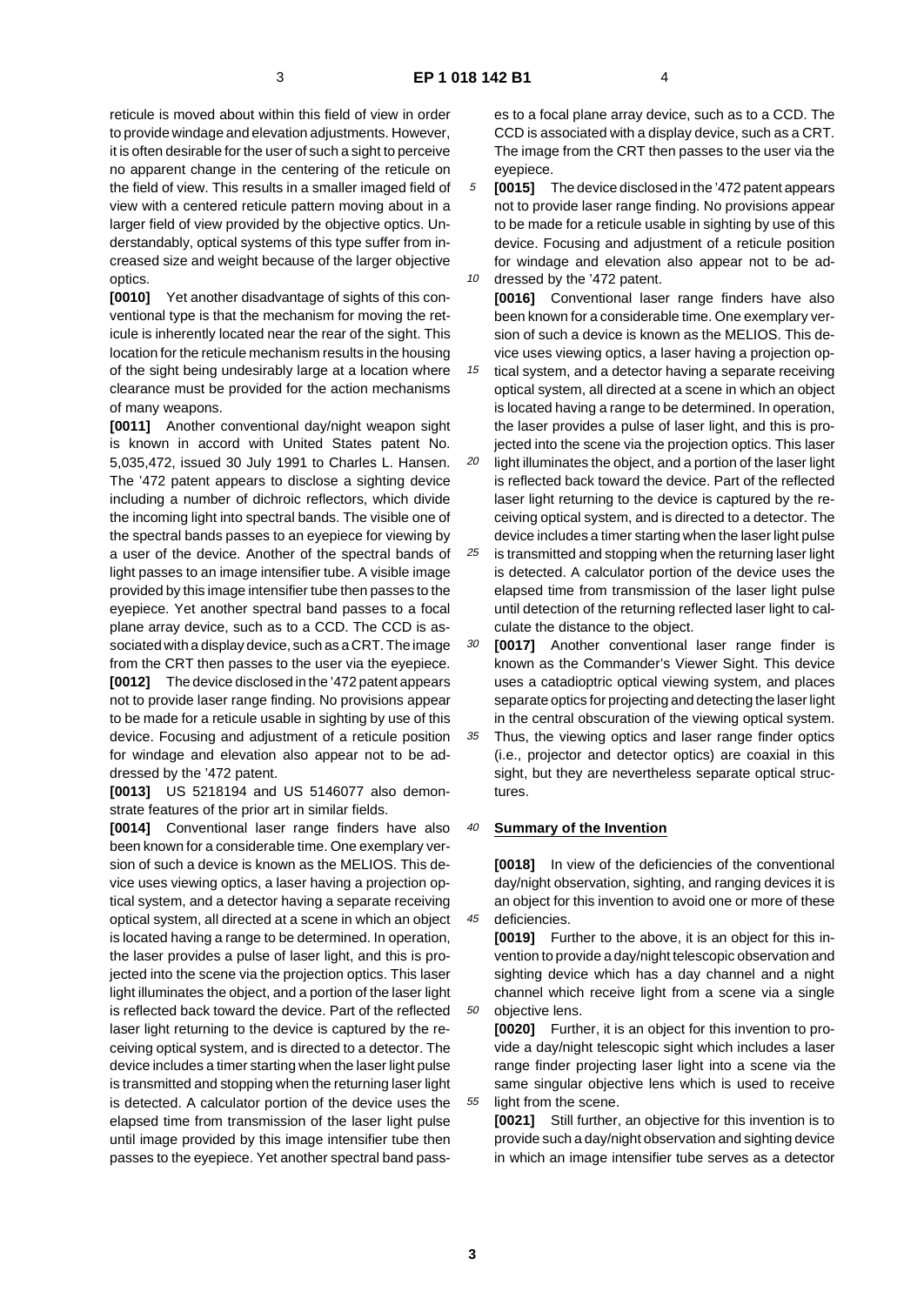reticule is moved about within this field of view in order to provide windage and elevation adjustments. However, it is often desirable for the user of such a sight to perceive no apparent change in the centering of the reticule on the field of view. This results in a smaller imaged field of view with a centered reticule pattern moving about in a larger field of view provided by the objective optics. Understandably, optical systems of this type suffer from increased size and weight because of the larger objective optics.

**[0010]** Yet another disadvantage of sights of this conventional type is that the mechanism for moving the reticule is inherently located near the rear of the sight. This location for the reticule mechanism results in the housing of the sight being undesirably large at a location where clearance must be provided for the action mechanisms of many weapons.

**[0011]** Another conventional day/night weapon sight is known in accord with United States patent No. 5,035,472, issued 30 July 1991 to Charles L. Hansen. The '472 patent appears to disclose a sighting device including a number of dichroic reflectors, which divide the incoming light into spectral bands. The visible one of the spectral bands passes to an eyepiece for viewing by a user of the device. Another of the spectral bands of light passes to an image intensifier tube. A visible image provided by this image intensifier tube then passes to the eyepiece. Yet another spectral band passes to a focal plane array device, such as to a CCD. The CCD is associated with a display device, such as a CRT. The image from the CRT then passes to the user via the eyepiece.

**[0012]** The device disclosed in the '472 patent appears not to provide laser range finding. No provisions appear to be made for a reticule usable in sighting by use of this device. Focusing and adjustment of a reticule position for windage and elevation also appear not to be addressed by the '472 patent.

**[0013]** US 5218194 and US 5146077 also demonstrate features of the prior art in similar fields.

**[0014]** Conventional laser range finders have also been known for a considerable time. One exemplary version of such a device is known as the MELIOS. This device uses viewing optics, a laser having a projection optical system, and a detector having a separate receiving optical system, all directed at a scene in which an object is located having a range to be determined. In operation, the laser provides a pulse of laser light, and this is projected into the scene via the projection optics. This laser light illuminates the object, and a portion of the laser light is reflected back toward the device. Part of the reflected laser light returning to the device is captured by the receiving optical system, and is directed to a detector. The device includes a timer starting when the laser light pulse is transmitted and stopping when the returning laser light is detected. A calculator portion of the device uses the elapsed time from transmission of the laser light pulse until image provided by this image intensifier tube then passes to the eyepiece. Yet another spectral band passes to a focal plane array device, such as to a CCD. The CCD is associated with a display device, such as a CRT. The image from the CRT then passes to the user via the eyepiece.

**[0015]** The device disclosed in the '472 patent appears not to provide laser range finding. No provisions appear to be made for a reticule usable in sighting by use of this device. Focusing and adjustment of a reticule position for windage and elevation also appear not to be addressed by the '472 patent.

**[0016]** Conventional laser range finders have also been known for a considerable time. One exemplary version of such a device is known as the MELIOS. This device uses viewing optics, a laser having a projection optical system, and a detector having a separate receiving optical system, all directed at a scene in which an object is located having a range to be determined. In operation, the laser provides a pulse of laser light, and this is projected into the scene via the projection optics. This laser light illuminates the object, and a portion of the laser light is reflected back toward the device. Part of the reflected laser light returning to the device is captured by the receiving optical system, and is directed to a detector. The device includes a timer starting when the laser light pulse is transmitted and stopping when the returning laser light is detected. A calculator portion of the device uses the elapsed time from transmission of the laser light pulse until detection of the returning reflected laser light to calculate the distance to the object.

**[0017]** Another conventional laser range finder is known as the Commander's Viewer Sight. This device uses a catadioptric optical viewing system, and places separate optics for projecting and detecting the laser light in the central obscuration of the viewing optical system. Thus, the viewing optics and laser range finder optics (i.e., projector and detector optics) are coaxial in this sight, but they are nevertheless separate optical structures.

## Summary of the Invention

**[0018]** In view of the deficiencies of the conventional day/night observation, sighting, and ranging devices it is an object for this invention to avoid one or more of these deficiencies.

**[0019]** Further to the above, it is an object for this invention to provide a day/night telescopic observation and sighting device which has a day channel and a night channel which receive light from a scene via a single objective lens.

**[0020]** Further, it is an object for this invention to provide a day/night telescopic sight which includes a laser range finder projecting laser light into a scene via the same singular objective lens which is used to receive light from the scene.

**[0021]** Still further, an objective for this invention is to provide such a day/night observation and sighting device in which an image intensifier tube serves as a detector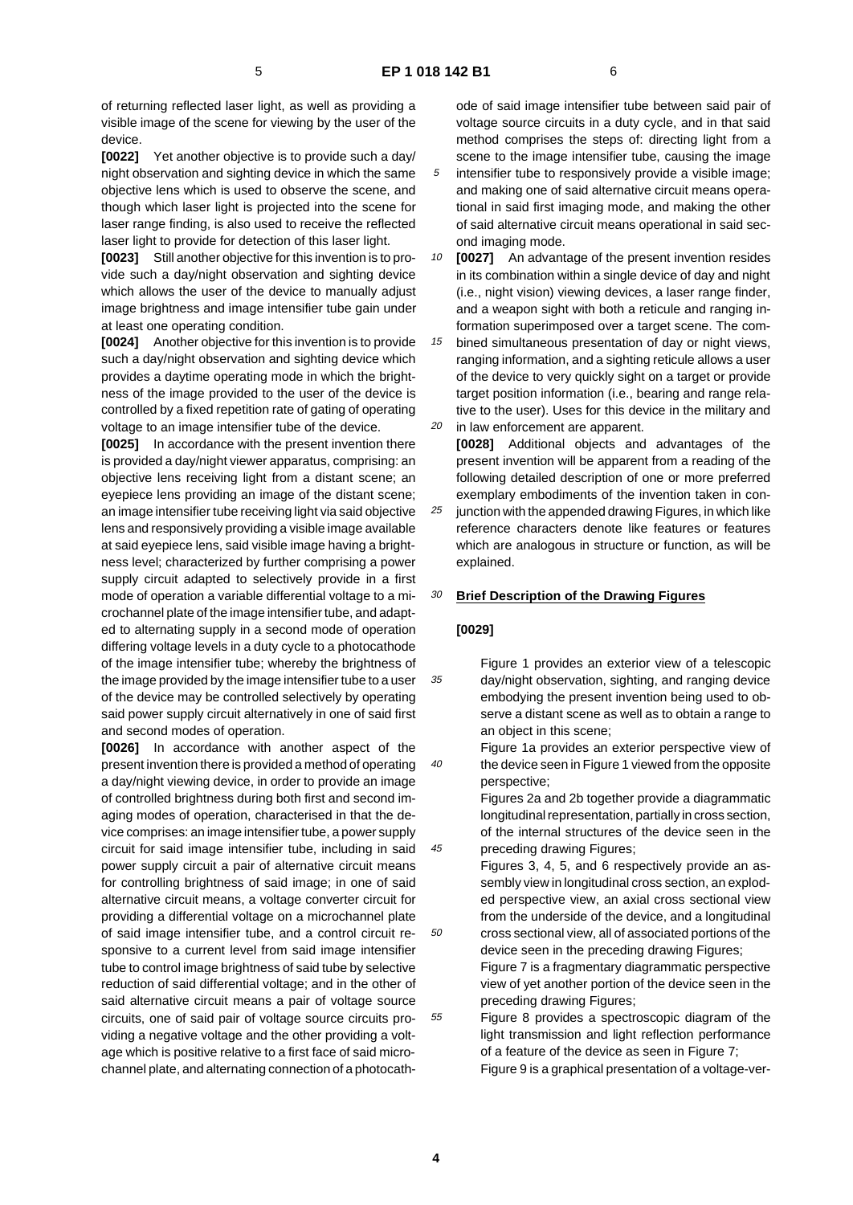of returning reflected laser light, as well as providing a visible image of the scene for viewing by the user of the device.

**[0022]** Yet another objective is to provide such a day/night observation and sighting device in which the same objective lens which is used to observe the scene, and though which laser light is projected into the scene for laser range finding, is also used to receive the reflected laser light to provide for detection of this laser light.

**[0023]** Still another objective for this invention is to provide such a day/night observation and sighting device which allows the user of the device to manually adjust image brightness and image intensifier tube gain under at least one operating condition.

**[0024]** Another objective for this invention is to provide such a day/night observation and sighting device which provides a daytime operating mode in which the brightness of the image provided to the user of the device is controlled by a fixed repetition rate of gating of operating voltage to an image intensifier tube of the device.

**[0025]** In accordance with the present invention there is provided a day/night viewer apparatus, comprising: an objective lens receiving light from a distant scene; an eyepiece lens providing an image of the distant scene; an image intensifier tube receiving light via said objective lens and responsively providing a visible image available at said eyepiece lens, said visible image having a brightness level; characterized by further comprising a power supply circuit adapted to selectively provide in a first mode of operation a variable differential voltage to a microchannel plate of the image intensifier tube, and adapted to alternating supply in a second mode of operation differing voltage levels in a duty cycle to a photocathode of the image intensifier tube; whereby the brightness of the image provided by the image intensifier tube to a user of the device may be controlled selectively by operating said power supply circuit alternatively in one of said first and second modes of operation.

**[0026]** In accordance with another aspect of the present invention there is provided a method of operating a day/night viewing device, in order to provide an image of controlled brightness during both first and second imaging modes of operation, characterised in that the device comprises: an image intensifier tube, a power supply circuit for said image intensifier tube, including in said power supply circuit a pair of alternative circuit means for controlling brightness of said image; in one of said alternative circuit means, a voltage converter circuit for providing a differential voltage on a microchannel plate of said image intensifier tube, and a control circuit responsive to a current level from said image intensifier tube to control image brightness of said tube by selective reduction of said differential voltage; and in the other of said alternative circuit means a pair of voltage source circuits, one of said pair of voltage source circuits providing a negative voltage and the other providing a voltage which is positive relative to a first face of said microchannel plate, and alternating connection of a photocathode of said image intensifier tube between said pair of voltage source circuits in a duty cycle, and in that said method comprises the steps of: directing light from a scene to the image intensifier tube, causing the image intensifier tube to responsively provide a visible image; and making one of said alternative circuit means operational in said first imaging mode, and making the other of said alternative circuit means operational in said second imaging mode.

**[0027]** An advantage of the present invention resides in its combination within a single device of day and night (i.e., night vision) viewing devices, a laser range finder, and a weapon sight with both a reticule and ranging information superimposed over a target scene. The combined simultaneous presentation of day or night views, ranging information, and a sighting reticule allows a user of the device to very quickly sight on a target or provide target position information (i.e., bearing and range relative to the user). Uses for this device in the military and in law enforcement are apparent.

**[0028]** Additional objects and advantages of the present invention will be apparent from a reading of the following detailed description of one or more preferred exemplary embodiments of the invention taken in conjunction with the appended drawing Figures, in which like reference characters denote like features or features which are analogous in structure or function, as will be explained.

## Brief Description of the Drawing Figures

**[0029]**

Figure 1 provides an exterior view of a telescopic day/night observation, sighting, and ranging device embodying the present invention being used to observe a distant scene as well as to obtain a range to an object in this scene;

Figure 1a provides an exterior perspective view of the device seen in Figure 1 viewed from the opposite perspective;

Figures 2a and 2b together provide a diagrammatic longitudinal representation, partially in cross section, of the internal structures of the device seen in the preceding drawing Figures;

Figures 3, 4, 5, and 6 respectively provide an assembly view in longitudinal cross section, an exploded perspective view, an axial cross sectional view from the underside of the device, and a longitudinal cross sectional view, all of associated portions of the device seen in the preceding drawing Figures;

Figure 7 is a fragmentary diagrammatic perspective view of yet another portion of the device seen in the preceding drawing Figures;

Figure 8 provides a spectroscopic diagram of the light transmission and light reflection performance of a feature of the device as seen in Figure 7;

Figure 9 is a graphical presentation of a voltage-ver-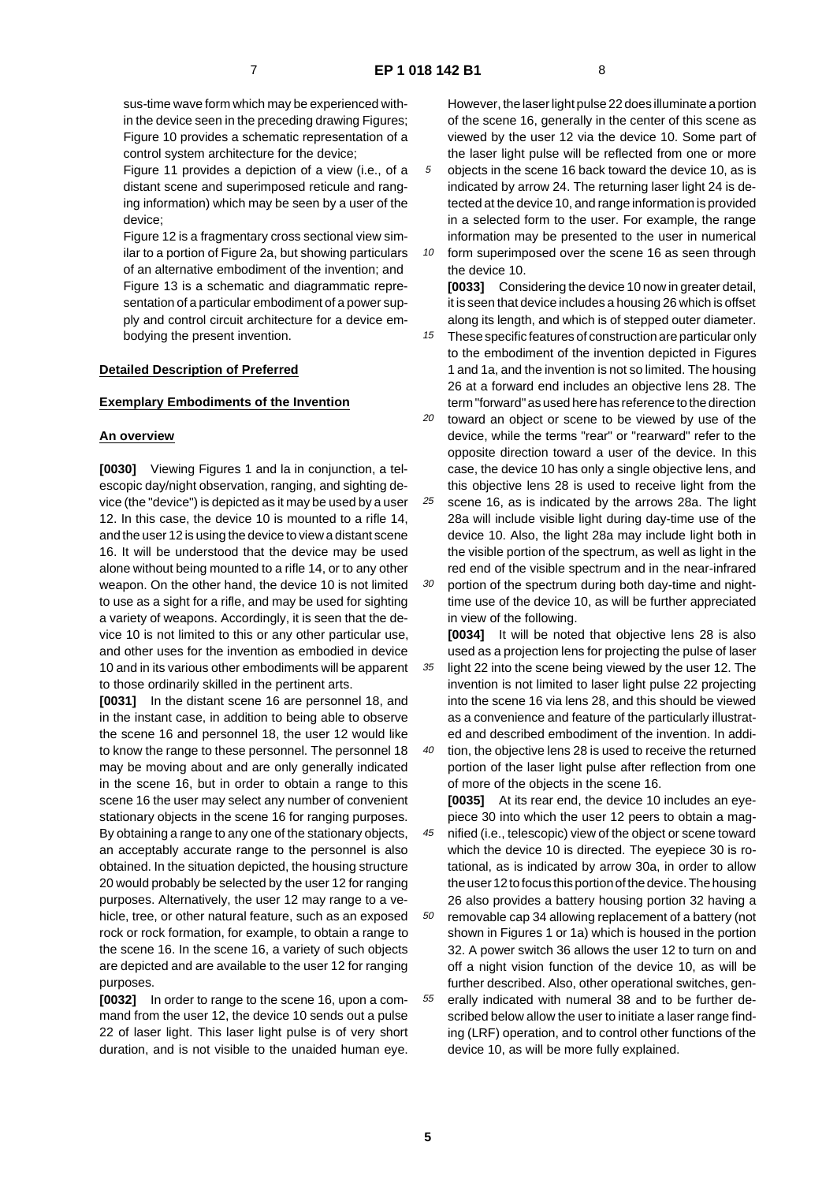sus-time wave form which may be experienced within the device seen in the preceding drawing Figures; Figure 10 provides a schematic representation of a control system architecture for the device;

Figure 11 provides a depiction of a view (i.e., of a distant scene and superimposed reticule and ranging information) which may be seen by a user of the device;

Figure 12 is a fragmentary cross sectional view similar to a portion of Figure 2a, but showing particulars of an alternative embodiment of the invention; and

Figure 13 is a schematic and diagrammatic representation of a particular embodiment of a power supply and control circuit architecture for a device embodying the present invention.

**Detailed Description of Preferred**

**Exemplary Embodiments of the Invention**

**An overview**

**[0030]** Viewing Figures 1 and la in conjunction, a telescopic day/night observation, ranging, and sighting device (the "device") is depicted as it may be used by a user 12. In this case, the device 10 is mounted to a rifle 14, and the user 12 is using the device to view a distant scene 16. It will be understood that the device may be used alone without being mounted to a rifle 14, or to any other weapon. On the other hand, the device 10 is not limited to use as a sight for a rifle, and may be used for sighting a variety of weapons. Accordingly, it is seen that the device 10 is not limited to this or any other particular use, and other uses for the invention as embodied in device 10 and in its various other embodiments will be apparent to those ordinarily skilled in the pertinent arts.

**[0031]** In the distant scene 16 are personnel 18, and in the instant case, in addition to being able to observe the scene 16 and personnel 18, the user 12 would like to know the range to these personnel. The personnel 18 may be moving about and are only generally indicated in the scene 16, but in order to obtain a range to this scene 16 the user may select any number of convenient stationary objects in the scene 16 for ranging purposes. By obtaining a range to any one of the stationary objects, an acceptably accurate range to the personnel is also obtained. In the situation depicted, the housing structure 20 would probably be selected by the user 12 for ranging purposes. Alternatively, the user 12 may range to a vehicle, tree, or other natural feature, such as an exposed rock or rock formation, for example, to obtain a range to the scene 16. In the scene 16, a variety of such objects are depicted and are available to the user 12 for ranging purposes.

**[0032]** In order to range to the scene 16, upon a command from the user 12, the device 10 sends out a pulse 22 of laser light. This laser light pulse is of very short duration, and is not visible to the unaided human eye. However, the laser light pulse 22 does illuminate a portion of the scene 16, generally in the center of this scene as viewed by the user 12 via the device 10. Some part of the laser light pulse will be reflected from one or more objects in the scene 16 back toward the device 10, as is indicated by arrow 24. The returning laser light 24 is detected at the device 10, and range information is provided in a selected form to the user. For example, the range information may be presented to the user in numerical form superimposed over the scene 16 as seen through the device 10.

**[0033]** Considering the device 10 now in greater detail, it is seen that device includes a housing 26 which is offset along its length, and which is of stepped outer diameter. These specific features of construction are particular only to the embodiment of the invention depicted in Figures 1 and 1a, and the invention is not so limited. The housing 26 at a forward end includes an objective lens 28. The term "forward" as used here has reference to the direction toward an object or scene to be viewed by use of the device, while the terms "rear" or "rearward" refer to the opposite direction toward a user of the device. In this case, the device 10 has only a single objective lens, and this objective lens 28 is used to receive light from the scene 16, as is indicated by the arrows 28a. The light 28a will include visible light during day-time use of the device 10. Also, the light 28a may include light both in the visible portion of the spectrum, as well as light in the red end of the visible spectrum and in the near-infrared portion of the spectrum during both day-time and night-time use of the device 10, as will be further appreciated in view of the following.

**[0034]** It will be noted that objective lens 28 is also used as a projection lens for projecting the pulse of laser light 22 into the scene being viewed by the user 12. The invention is not limited to laser light pulse 22 projecting into the scene 16 via lens 28, and this should be viewed as a convenience and feature of the particularly illustrated and described embodiment of the invention. In addition, the objective lens 28 is used to receive the returned portion of the laser light pulse after reflection from one of more of the objects in the scene 16.

**[0035]** At its rear end, the device 10 includes an eyepiece 30 into which the user 12 peers to obtain a magnified (i.e., telescopic) view of the object or scene toward which the device 10 is directed. The eyepiece 30 is rotational, as is indicated by arrow 30a, in order to allow the user 12 to focus this portion of the device. The housing 26 also provides a battery housing portion 32 having a removable cap 34 allowing replacement of a battery (not shown in Figures 1 or 1a) which is housed in the portion 32. A power switch 36 allows the user 12 to turn on and off a night vision function of the device 10, as will be further described. Also, other operational switches, generally indicated with numeral 38 and to be further described below allow the user to initiate a laser range finding (LRF) operation, and to control other functions of the device 10, as will be more fully explained.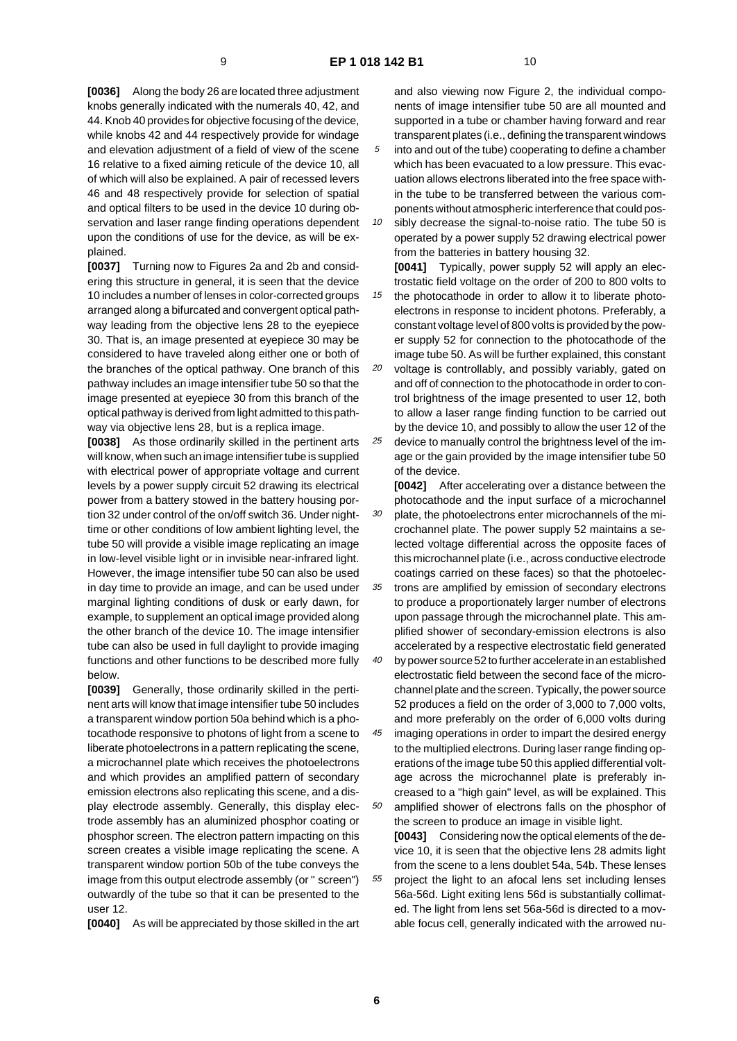**[0036]** Along the body 26 are located three adjustment knobs generally indicated with the numerals 40, 42, and 44. Knob 40 provides for objective focusing of the device, while knobs 42 and 44 respectively provide for windage and elevation adjustment of a field of view of the scene 16 relative to a fixed aiming reticule of the device 10, all of which will also be explained. A pair of recessed levers 46 and 48 respectively provide for selection of spatial and optical filters to be used in the device 10 during observation and laser range finding operations dependent upon the conditions of use for the device, as will be explained.

**[0037]** Turning now to Figures 2a and 2b and considering this structure in general, it is seen that the device 10 includes a number of lenses in color-corrected groups arranged along a bifurcated and convergent optical pathway leading from the objective lens 28 to the eyepiece 30. That is, an image presented at eyepiece 30 may be considered to have traveled along either one or both of the branches of the optical pathway. One branch of this pathway includes an image intensifier tube 50 so that the image presented at eyepiece 30 from this branch of the optical pathway is derived from light admitted to this pathway via objective lens 28, but is a replica image.

**[0038]** As those ordinarily skilled in the pertinent arts will know, when such an image intensifier tube is supplied with electrical power of appropriate voltage and current levels by a power supply circuit 52 drawing its electrical power from a battery stowed in the battery housing portion 32 under control of the on/off switch 36. Under nighttime or other conditions of low ambient lighting level, the tube 50 will provide a visible image replicating an image in low-level visible light or in invisible near-infrared light. However, the image intensifier tube 50 can also be used in day time to provide an image, and can be used under marginal lighting conditions of dusk or early dawn, for example, to supplement an optical image provided along the other branch of the device 10. The image intensifier tube can also be used in full daylight to provide imaging functions and other functions to be described more fully below.

**[0039]** Generally, those ordinarily skilled in the pertinent arts will know that image intensifier tube 50 includes a transparent window portion 50a behind which is a photocathode responsive to photons of light from a scene to liberate photoelectrons in a pattern replicating the scene, a microchannel plate which receives the photoelectrons and which provides an amplified pattern of secondary emission electrons also replicating this scene, and a display electrode assembly. Generally, this display electrode assembly has an aluminized phosphor coating or phosphor screen. The electron pattern impacting on this screen creates a visible image replicating the scene. A transparent window portion 50b of the tube conveys the image from this output electrode assembly (or " screen") outwardly of the tube so that it can be presented to the user 12.

**[0040]** As will be appreciated by those skilled in the art and also viewing now Figure 2, the individual components of image intensifier tube 50 are all mounted and supported in a tube or chamber having forward and rear transparent plates (i.e., defining the transparent windows into and out of the tube) cooperating to define a chamber which has been evacuated to a low pressure. This evacuation allows electrons liberated into the free space within the tube to be transferred between the various components without atmospheric interference that could possibly decrease the signal-to-noise ratio. The tube 50 is operated by a power supply 52 drawing electrical power from the batteries in battery housing 32.

**[0041]** Typically, power supply 52 will apply an electrostatic field voltage on the order of 200 to 800 volts to the photocathode in order to allow it to liberate photoelectrons in response to incident photons. Preferably, a constant voltage level of 800 volts is provided by the power supply 52 for connection to the photocathode of the image tube 50. As will be further explained, this constant voltage is controllably, and possibly variably, gated on and off of connection to the photocathode in order to control brightness of the image presented to user 12, both to allow a laser range finding function to be carried out by the device 10, and possibly to allow the user 12 of the device to manually control the brightness level of the image or the gain provided by the image intensifier tube 50 of the device.

**[0042]** After accelerating over a distance between the photocathode and the input surface of a microchannel plate, the photoelectrons enter microchannels of the microchannel plate. The power supply 52 maintains a selected voltage differential across the opposite faces of this microchannel plate (i.e., across conductive electrode coatings carried on these faces) so that the photoelectrons are amplified by emission of secondary electrons to produce a proportionately larger number of electrons upon passage through the microchannel plate. This amplified shower of secondary-emission electrons is also accelerated by a respective electrostatic field generated by power source 52 to further accelerate in an established electrostatic field between the second face of the microchannel plate and the screen. Typically, the power source 52 produces a field on the order of 3,000 to 7,000 volts, and more preferably on the order of 6,000 volts during imaging operations in order to impart the desired energy to the multiplied electrons. During laser range finding operations of the image tube 50 this applied differential voltage across the microchannel plate is preferably increased to a "high gain" level, as will be explained. This amplified shower of electrons falls on the phosphor of the screen to produce an image in visible light.

**[0043]** Considering now the optical elements of the device 10, it is seen that the objective lens 28 admits light from the scene to a lens doublet 54a, 54b. These lenses project the light to an afocal lens set including lenses 56a-56d. Light exiting lens 56d is substantially collimated. The light from lens set 56a-56d is directed to a movable focus cell, generally indicated with the arrowed nu-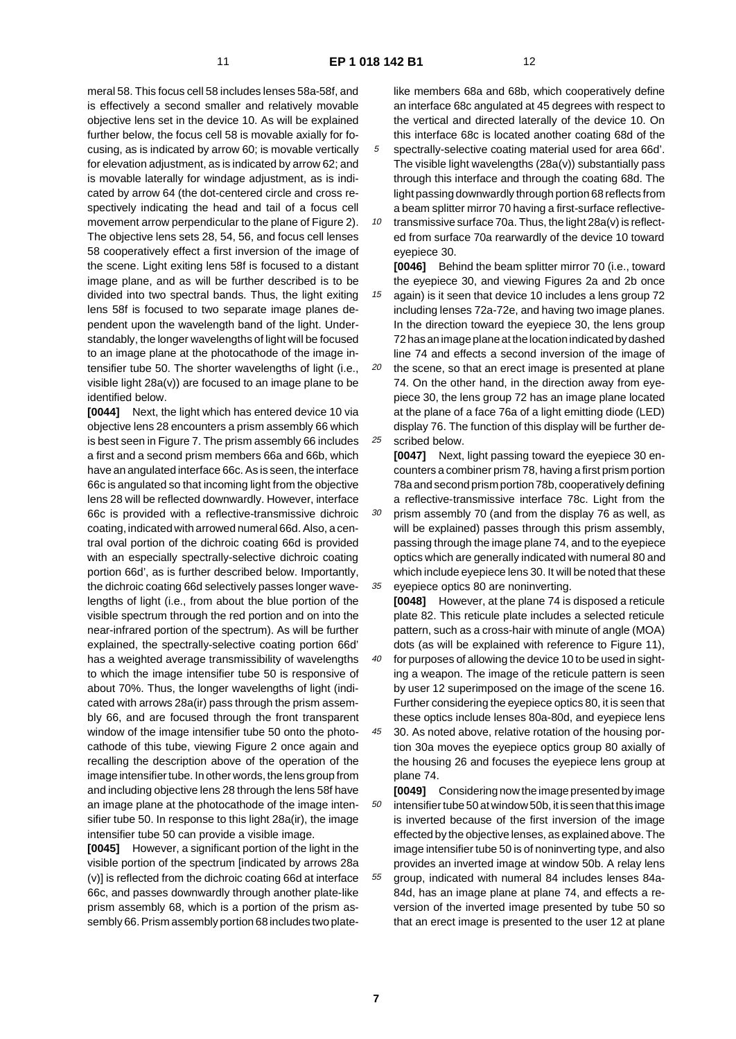meral 58. This focus cell 58 includes lenses 58a-58f, and is effectively a second smaller and relatively movable objective lens set in the device 10. As will be explained further below, the focus cell 58 is movable axially for focusing, as is indicated by arrow 60; is movable vertically for elevation adjustment, as is indicated by arrow 62; and is movable laterally for windage adjustment, as is indicated by arrow 64 (the dot-centered circle and cross respectively indicating the head and tail of a focus cell movement arrow perpendicular to the plane of Figure 2). The objective lens sets 28, 54, 56, and focus cell lenses 58 cooperatively effect a first inversion of the image of the scene. Light exiting lens 58f is focused to a distant image plane, and as will be further described is to be divided into two spectral bands. Thus, the light exiting lens 58f is focused to two separate image planes dependent upon the wavelength band of the light. Understandably, the longer wavelengths of light will be focused to an image plane at the photocathode of the image intensifier tube 50. The shorter wavelengths of light (i.e., visible light 28a(v)) are focused to an image plane to be identified below.

**[0044]** Next, the light which has entered device 10 via objective lens 28 encounters a prism assembly 66 which is best seen in Figure 7. The prism assembly 66 includes a first and a second prism members 66a and 66b, which have an angulated interface 66c. As is seen, the interface 66c is angulated so that incoming light from the objective lens 28 will be reflected downwardly. However, interface 66c is provided with a reflective-transmissive dichroic coating, indicated with arrowed numeral 66d. Also, a central oval portion of the dichroic coating 66d is provided with an especially spectrally-selective dichroic coating portion 66d', as is further described below. Importantly, the dichroic coating 66d selectively passes longer wavelengths of light (i.e., from about the blue portion of the visible spectrum through the red portion and on into the near-infrared portion of the spectrum). As will be further explained, the spectrally-selective coating portion 66d' has a weighted average transmissibility of wavelengths to which the image intensifier tube 50 is responsive of about 70%. Thus, the longer wavelengths of light (indicated with arrows 28a(ir) pass through the prism assembly 66, and are focused through the front transparent window of the image intensifier tube 50 onto the photocathode of this tube, viewing Figure 2 once again and recalling the description above of the operation of the image intensifier tube. In other words, the lens group from and including objective lens 28 through the lens 58f have an image plane at the photocathode of the image intensifier tube 50. In response to this light 28a(ir), the image intensifier tube 50 can provide a visible image.

**[0045]** However, a significant portion of the light in the visible portion of the spectrum [indicated by arrows 28a (v)] is reflected from the dichroic coating 66d at interface 66c, and passes downwardly through another plate-like prism assembly 68, which is a portion of the prism assembly 66. Prism assembly portion 68 includes two plate-like members 68a and 68b, which cooperatively define an interface 68c angulated at 45 degrees with respect to the vertical and directed laterally of the device 10. On this interface 68c is located another coating 68d of the spectrally-selective coating material used for area 66d'. The visible light wavelengths (28a(v)) substantially pass through this interface and through the coating 68d. The light passing downwardly through portion 68 reflects from a beam splitter mirror 70 having a first-surface reflective-transmissive surface 70a. Thus, the light 28a(v) is reflected from surface 70a rearwardly of the device 10 toward eyepiece 30.

**[0046]** Behind the beam splitter mirror 70 (i.e., toward the eyepiece 30, and viewing Figures 2a and 2b once again) is it seen that device 10 includes a lens group 72 including lenses 72a-72e, and having two image planes. In the direction toward the eyepiece 30, the lens group 72 has an image plane at the location indicated by dashed line 74 and effects a second inversion of the image of the scene, so that an erect image is presented at plane 74. On the other hand, in the direction away from eyepiece 30, the lens group 72 has an image plane located at the plane of a face 76a of a light emitting diode (LED) display 76. The function of this display will be further described below.

**[0047]** Next, light passing toward the eyepiece 30 encounters a combiner prism 78, having a first prism portion 78a and second prism portion 78b, cooperatively defining a reflective-transmissive interface 78c. Light from the prism assembly 70 (and from the display 76 as well, as will be explained) passes through this prism assembly, passing through the image plane 74, and to the eyepiece optics which are generally indicated with numeral 80 and which include eyepiece lens 30. It will be noted that these eyepiece optics 80 are noninverting.

**[0048]** However, at the plane 74 is disposed a reticule plate 82. This reticule plate includes a selected reticule pattern, such as a cross-hair with minute of angle (MOA) dots (as will be explained with reference to Figure 11), for purposes of allowing the device 10 to be used in sighting a weapon. The image of the reticule pattern is seen by user 12 superimposed on the image of the scene 16. Further considering the eyepiece optics 80, it is seen that these optics include lenses 80a-80d, and eyepiece lens 30. As noted above, relative rotation of the housing portion 30a moves the eyepiece optics group 80 axially of the housing 26 and focuses the eyepiece lens group at plane 74.

**[0049]** Considering now the image presented by image intensifier tube 50 at window 50b, it is seen that this image is inverted because of the first inversion of the image effected by the objective lenses, as explained above. The image intensifier tube 50 is of noninverting type, and also provides an inverted image at window 50b. A relay lens group, indicated with numeral 84 includes lenses 84a-84d, has an image plane at plane 74, and effects a reversion of the inverted image presented by tube 50 so that an erect image is presented to the user 12 at plane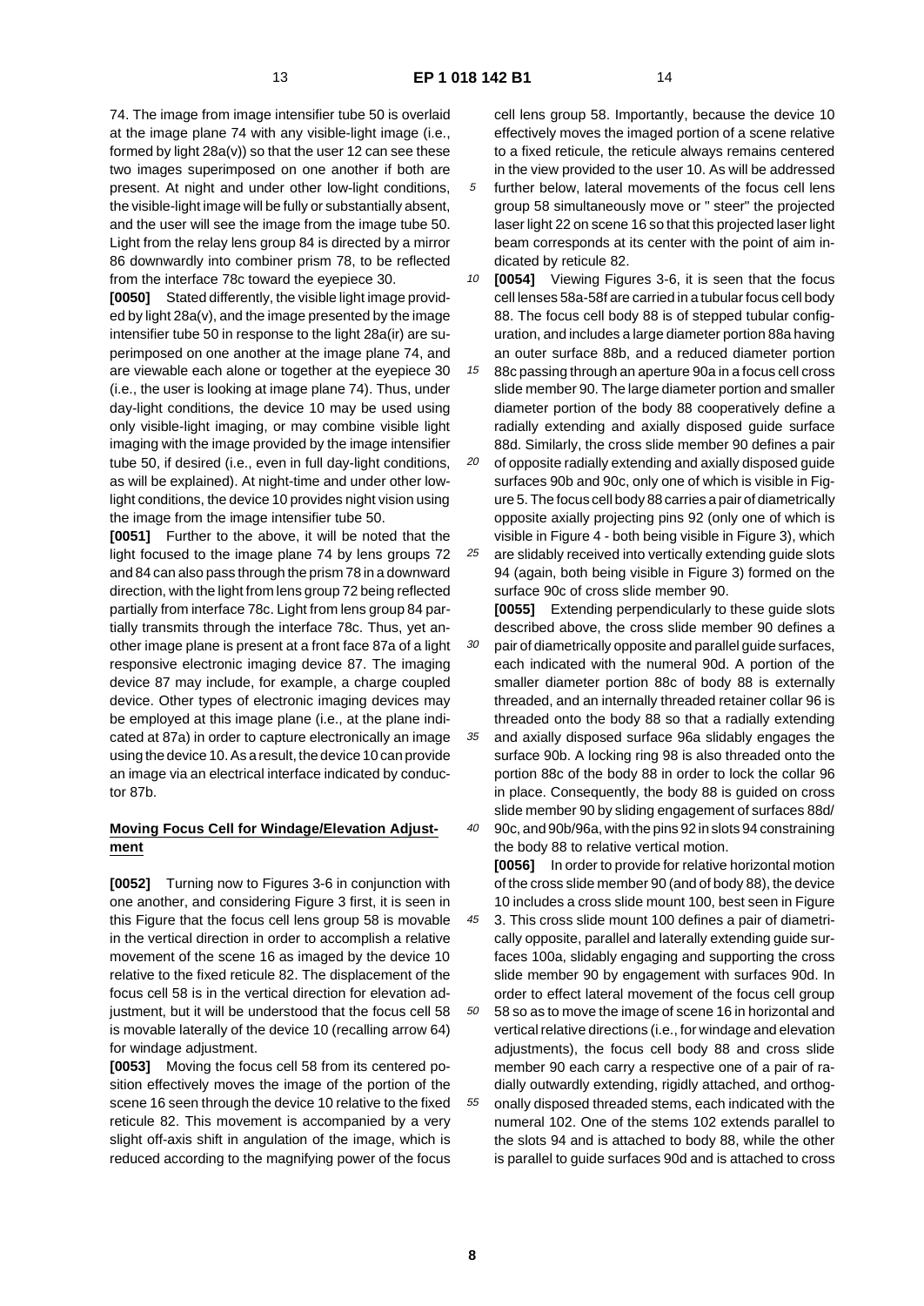74. The image from image intensifier tube 50 is overlaid at the image plane 74 with any visible-light image (i.e., formed by light 28a(v)) so that the user 12 can see these two images superimposed on one another if both are present. At night and under other low-light conditions, the visible-light image will be fully or substantially absent, and the user will see the image from the image tube 50. Light from the relay lens group 84 is directed by a mirror 86 downwardly into combiner prism 78, to be reflected from the interface 78c toward the eyepiece 30.

**[0050]** Stated differently, the visible light image provided by light 28a(v), and the image presented by the image intensifier tube 50 in response to the light 28a(ir) are superimposed on one another at the image plane 74, and are viewable each alone or together at the eyepiece 30 (i.e., the user is looking at image plane 74). Thus, under day-light conditions, the device 10 may be used using only visible-light imaging, or may combine visible light imaging with the image provided by the image intensifier tube 50, if desired (i.e., even in full day-light conditions, as will be explained). At night-time and under other low-light conditions, the device 10 provides night vision using the image from the image intensifier tube 50.

**[0051]** Further to the above, it will be noted that the light focused to the image plane 74 by lens groups 72 and 84 can also pass through the prism 78 in a downward direction, with the light from lens group 72 being reflected partially from interface 78c. Light from lens group 84 partially transmits through the interface 78c. Thus, yet another image plane is present at a front face 87a of a light responsive electronic imaging device 87. The imaging device 87 may include, for example, a charge coupled device. Other types of electronic imaging devices may be employed at this image plane (i.e., at the plane indicated at 87a) in order to capture electronically an image using the device 10. As a result, the device 10 can provide an image via an electrical interface indicated by conductor 87b.

## Moving Focus Cell for Windage/Elevation Adjustment

**[0052]** Turning now to Figures 3-6 in conjunction with one another, and considering Figure 3 first, it is seen in this Figure that the focus cell lens group 58 is movable in the vertical direction in order to accomplish a relative movement of the scene 16 as imaged by the device 10 relative to the fixed reticule 82. The displacement of the focus cell 58 is in the vertical direction for elevation adjustment, but it will be understood that the focus cell 58 is movable laterally of the device 10 (recalling arrow 64) for windage adjustment.

**[0053]** Moving the focus cell 58 from its centered position effectively moves the image of the portion of the scene 16 seen through the device 10 relative to the fixed reticule 82. This movement is accompanied by a very slight off-axis shift in angulation of the image, which is reduced according to the magnifying power of the focus cell lens group 58. Importantly, because the device 10 effectively moves the imaged portion of a scene relative to a fixed reticule, the reticule always remains centered in the view provided to the user 10. As will be addressed further below, lateral movements of the focus cell lens group 58 simultaneously move or " steer" the projected laser light 22 on scene 16 so that this projected laser light beam corresponds at its center with the point of aim indicated by reticule 82.

**[0054]** Viewing Figures 3-6, it is seen that the focus cell lenses 58a-58f are carried in a tubular focus cell body 88. The focus cell body 88 is of stepped tubular configuration, and includes a large diameter portion 88a having an outer surface 88b, and a reduced diameter portion 88c passing through an aperture 90a in a focus cell cross slide member 90. The large diameter portion and smaller diameter portion of the body 88 cooperatively define a radially extending and axially disposed guide surface 88d. Similarly, the cross slide member 90 defines a pair of opposite radially extending and axially disposed guide surfaces 90b and 90c, only one of which is visible in Figure 5. The focus cell body 88 carries a pair of diametrically opposite axially projecting pins 92 (only one of which is visible in Figure 4 - both being visible in Figure 3), which are slidably received into vertically extending guide slots 94 (again, both being visible in Figure 3) formed on the surface 90c of cross slide member 90.

**[0055]** Extending perpendicularly to these guide slots described above, the cross slide member 90 defines a pair of diametrically opposite and parallel guide surfaces, each indicated with the numeral 90d. A portion of the smaller diameter portion 88c of body 88 is externally threaded, and an internally threaded retainer collar 96 is threaded onto the body 88 so that a radially extending and axially disposed surface 96a slidably engages the surface 90b. A locking ring 98 is also threaded onto the portion 88c of the body 88 in order to lock the collar 96 in place. Consequently, the body 88 is guided on cross slide member 90 by sliding engagement of surfaces 88d/ 90c, and 90b/96a, with the pins 92 in slots 94 constraining the body 88 to relative vertical motion.

**[0056]** In order to provide for relative horizontal motion of the cross slide member 90 (and of body 88), the device 10 includes a cross slide mount 100, best seen in Figure 3. This cross slide mount 100 defines a pair of diametrically opposite, parallel and laterally extending guide surfaces 100a, slidably engaging and supporting the cross slide member 90 by engagement with surfaces 90d. In order to effect lateral movement of the focus cell group 58 so as to move the image of scene 16 in horizontal and vertical relative directions (i.e., for windage and elevation adjustments), the focus cell body 88 and cross slide member 90 each carry a respective one of a pair of radially outwardly extending, rigidly attached, and orthogonally disposed threaded stems, each indicated with the numeral 102. One of the stems 102 extends parallel to the slots 94 and is attached to body 88, while the other is parallel to guide surfaces 90d and is attached to cross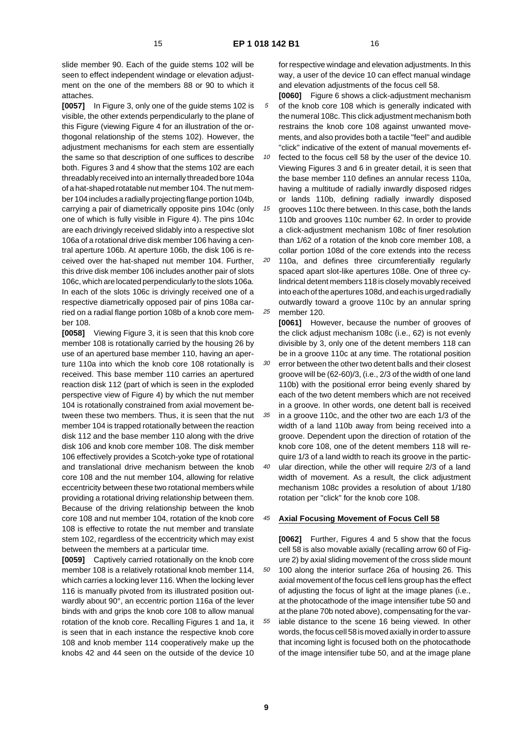slide member 90. Each of the guide stems 102 will be seen to effect independent windage or elevation adjustment on the one of the members 88 or 90 to which it attaches.

**[0057]** In Figure 3, only one of the guide stems 102 is visible, the other extends perpendicularly to the plane of this Figure (viewing Figure 4 for an illustration of the orthogonal relationship of the stems 102). However, the adjustment mechanisms for each stem are essentially the same so that description of one suffices to describe both. Figures 3 and 4 show that the stems 102 are each threadably received into an internally threaded bore 104a of a hat-shaped rotatable nut member 104. The nut member 104 includes a radially projecting flange portion 104b, carrying a pair of diametrically opposite pins 104c (only one of which is fully visible in Figure 4). The pins 104c are each drivingly received slidably into a respective slot 106a of a rotational drive disk member 106 having a central aperture 106b. At aperture 106b, the disk 106 is received over the hat-shaped nut member 104. Further, this drive disk member 106 includes another pair of slots 106c, which are located perpendicularly to the slots 106a. In each of the slots 106c is drivingly received one of a respective diametrically opposed pair of pins 108a carried on a radial flange portion 108b of a knob core member 108.

**[0058]** Viewing Figure 3, it is seen that this knob core member 108 is rotationally carried by the housing 26 by use of an apertured base member 110, having an aperture 110a into which the knob core 108 rotationally is received. This base member 110 carries an apertured reaction disk 112 (part of which is seen in the exploded perspective view of Figure 4) by which the nut member 104 is rotationally constrained from axial movement between these two members. Thus, it is seen that the nut member 104 is trapped rotationally between the reaction disk 112 and the base member 110 along with the drive disk 106 and knob core member 108. The disk member 106 effectively provides a Scotch-yoke type of rotational and translational drive mechanism between the knob core 108 and the nut member 104, allowing for relative eccentricity between these two rotational members while providing a rotational driving relationship between them. Because of the driving relationship between the knob core 108 and nut member 104, rotation of the knob core 108 is effective to rotate the nut member and translate stem 102, regardless of the eccentricity which may exist between the members at a particular time.

**[0059]** Captively carried rotationally on the knob core member 108 is a relatively rotational knob member 114, which carries a locking lever 116. When the locking lever 116 is manually pivoted from its illustrated position outwardly about 90°, an eccentric portion 116a of the lever binds with and grips the knob core 108 to allow manual rotation of the knob core. Recalling Figures 1 and 1a, it is seen that in each instance the respective knob core 108 and knob member 114 cooperatively make up the knobs 42 and 44 seen on the outside of the device 10 for respective windage and elevation adjustments. In this way, a user of the device 10 can effect manual windage and elevation adjustments of the focus cell 58.

**[0060]** Figure 6 shows a click-adjustment mechanism of the knob core 108 which is generally indicated with the numeral 108c. This click adjustment mechanism both restrains the knob core 108 against unwanted movements, and also provides both a tactile "feel" and audible "click" indicative of the extent of manual movements effected to the focus cell 58 by the user of the device 10. Viewing Figures 3 and 6 in greater detail, it is seen that the base member 110 defines an annular recess 110a, having a multitude of radially inwardly disposed ridges or lands 110b, defining radially inwardly disposed grooves 110c there between. In this case, both the lands 110b and grooves 110c number 62. In order to provide a click-adjustment mechanism 108c of finer resolution than 1/62 of a rotation of the knob core member 108, a collar portion 108d of the core extends into the recess 110a, and defines three circumferentially regularly spaced apart slot-like apertures 108e. One of three cylindrical detent members 118 is closely movably received into each of the apertures 108d, and each is urged radially outwardly toward a groove 110c by an annular spring member 120.

**[0061]** However, because the number of grooves of the click adjust mechanism 108c (i.e., 62) is not evenly divisible by 3, only one of the detent members 118 can be in a groove 110c at any time. The rotational position error between the other two detent balls and their closest groove will be (62-60)/3, (i.e., 2/3 of the width of one land 110b) with the positional error being evenly shared by each of the two detent members which are not received in a groove. In other words, one detent ball is received in a groove 110c, and the other two are each 1/3 of the width of a land 110b away from being received into a groove. Dependent upon the direction of rotation of the knob core 108, one of the detent members 118 will require 1/3 of a land width to reach its groove in the particular direction, while the other will require 2/3 of a land width of movement. As a result, the click adjustment mechanism 108c provides a resolution of about 1/180 rotation per "click" for the knob core 108.

## Axial Focusing Movement of Focus Cell 58

**[0062]** Further, Figures 4 and 5 show that the focus cell 58 is also movable axially (recalling arrow 60 of Figure 2) by axial sliding movement of the cross slide mount 100 along the interior surface 26a of housing 26. This axial movement of the focus cell lens group has the effect of adjusting the focus of light at the image planes (i.e., at the photocathode of the image intensifier tube 50 and at the plane 70b noted above), compensating for the variable distance to the scene 16 being viewed. In other words, the focus cell 58 is moved axially in order to assure that incoming light is focused both on the photocathode of the image intensifier tube 50, and at the image plane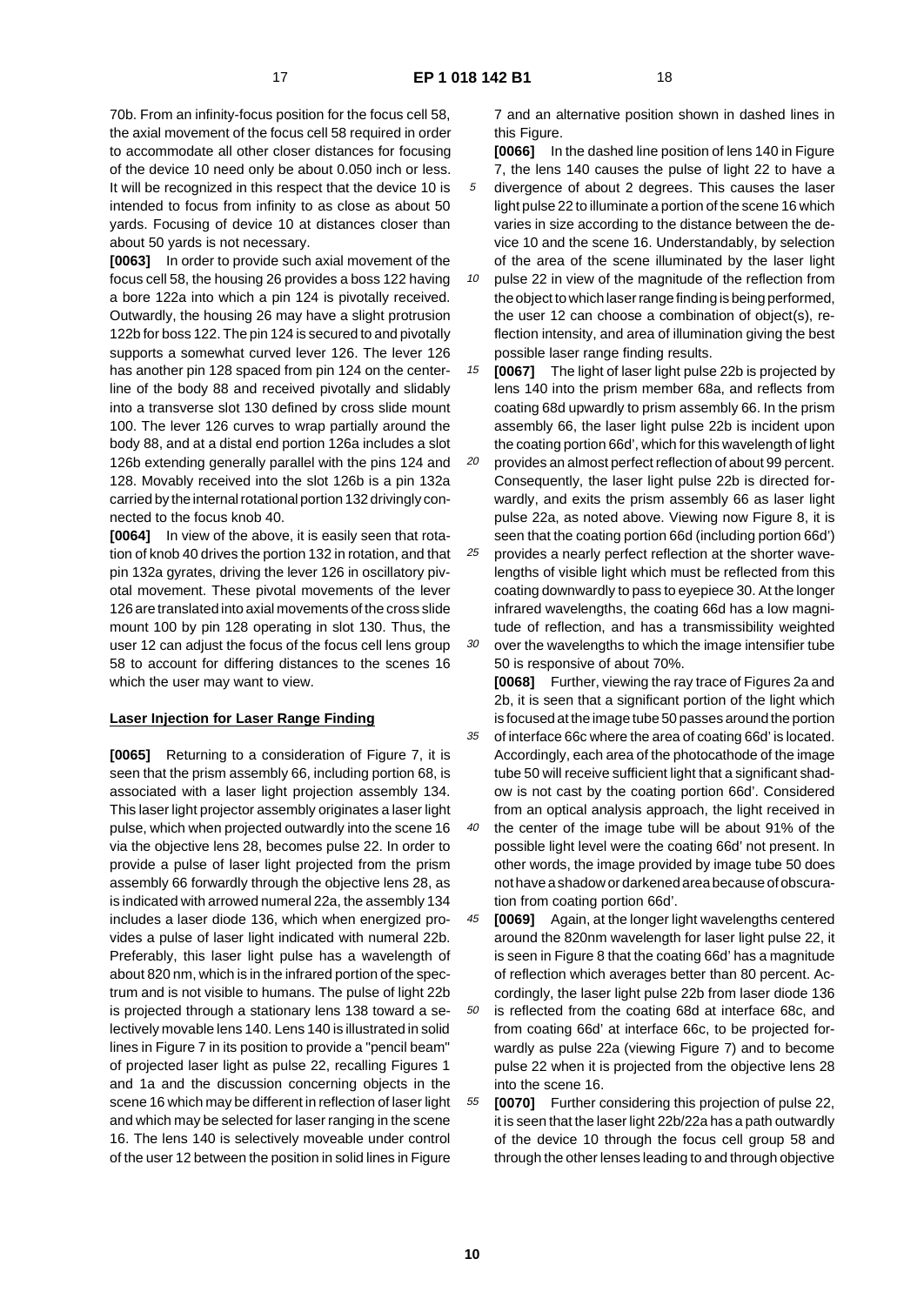70b. From an infinity-focus position for the focus cell 58, the axial movement of the focus cell 58 required in order to accommodate all other closer distances for focusing of the device 10 need only be about 0.050 inch or less. It will be recognized in this respect that the device 10 is intended to focus from infinity to as close as about 50 yards. Focusing of device 10 at distances closer than about 50 yards is not necessary.

**[0063]** In order to provide such axial movement of the focus cell 58, the housing 26 provides a boss 122 having a bore 122a into which a pin 124 is pivotally received. Outwardly, the housing 26 may have a slight protrusion 122b for boss 122. The pin 124 is secured to and pivotally supports a somewhat curved lever 126. The lever 126 has another pin 128 spaced from pin 124 on the centerline of the body 88 and received pivotally and slidably into a transverse slot 130 defined by cross slide mount 100. The lever 126 curves to wrap partially around the body 88, and at a distal end portion 126a includes a slot 126b extending generally parallel with the pins 124 and 128. Movably received into the slot 126b is a pin 132a carried by the internal rotational portion 132 drivingly connected to the focus knob 40.

**[0064]** In view of the above, it is easily seen that rotation of knob 40 drives the portion 132 in rotation, and that pin 132a gyrates, driving the lever 126 in oscillatory pivotal movement. These pivotal movements of the lever 126 are translated into axial movements of the cross slide mount 100 by pin 128 operating in slot 130. Thus, the user 12 can adjust the focus of the focus cell lens group 58 to account for differing distances to the scenes 16 which the user may want to view.

**Laser Injection for Laser Range Finding**

**[0065]** Returning to a consideration of Figure 7, it is seen that the prism assembly 66, including portion 68, is associated with a laser light projection assembly 134. This laser light projector assembly originates a laser light pulse, which when projected outwardly into the scene 16 via the objective lens 28, becomes pulse 22. In order to provide a pulse of laser light projected from the prism assembly 66 forwardly through the objective lens 28, as is indicated with arrowed numeral 22a, the assembly 134 includes a laser diode 136, which when energized provides a pulse of laser light indicated with numeral 22b. Preferably, this laser light pulse has a wavelength of about 820 nm, which is in the infrared portion of the spectrum and is not visible to humans. The pulse of light 22b is projected through a stationary lens 138 toward a selectively movable lens 140. Lens 140 is illustrated in solid lines in Figure 7 in its position to provide a "pencil beam" of projected laser light as pulse 22, recalling Figures 1 and 1a and the discussion concerning objects in the scene 16 which may be different in reflection of laser light and which may be selected for laser ranging in the scene 16. The lens 140 is selectively moveable under control of the user 12 between the position in solid lines in Figure 7 and an alternative position shown in dashed lines in this Figure.

**[0066]** In the dashed line position of lens 140 in Figure 7, the lens 140 causes the pulse of light 22 to have a divergence of about 2 degrees. This causes the laser light pulse 22 to illuminate a portion of the scene 16 which varies in size according to the distance between the device 10 and the scene 16. Understandably, by selection of the area of the scene illuminated by the laser light pulse 22 in view of the magnitude of the reflection from the object to which laser range finding is being performed, the user 12 can choose a combination of object(s), reflection intensity, and area of illumination giving the best possible laser range finding results.

**[0067]** The light of laser light pulse 22b is projected by lens 140 into the prism member 68a, and reflects from coating 68d upwardly to prism assembly 66. In the prism assembly 66, the laser light pulse 22b is incident upon the coating portion 66d', which for this wavelength of light provides an almost perfect reflection of about 99 percent. Consequently, the laser light pulse 22b is directed forwardly, and exits the prism assembly 66 as laser light pulse 22a, as noted above. Viewing now Figure 8, it is seen that the coating portion 66d (including portion 66d') provides a nearly perfect reflection at the shorter wavelengths of visible light which must be reflected from this coating downwardly to pass to eyepiece 30. At the longer infrared wavelengths, the coating 66d has a low magnitude of reflection, and has a transmissibility weighted over the wavelengths to which the image intensifier tube 50 is responsive of about 70%.

**[0068]** Further, viewing the ray trace of Figures 2a and 2b, it is seen that a significant portion of the light which is focused at the image tube 50 passes around the portion of interface 66c where the area of coating 66d' is located. Accordingly, each area of the photocathode of the image tube 50 will receive sufficient light that a significant shadow is not cast by the coating portion 66d'. Considered from an optical analysis approach, the light received in the center of the image tube will be about 91% of the possible light level were the coating 66d' not present. In other words, the image provided by image tube 50 does not have a shadow or darkened area because of obscuration from coating portion 66d'.

**[0069]** Again, at the longer light wavelengths centered around the 820nm wavelength for laser light pulse 22, it is seen in Figure 8 that the coating 66d' has a magnitude of reflection which averages better than 80 percent. Accordingly, the laser light pulse 22b from laser diode 136 is reflected from the coating 68d at interface 68c, and from coating 66d' at interface 66c, to be projected forwardly as pulse 22a (viewing Figure 7) and to become pulse 22 when it is projected from the objective lens 28 into the scene 16.

**[0070]** Further considering this projection of pulse 22, it is seen that the laser light 22b/22a has a path outwardly of the device 10 through the focus cell group 58 and through the other lenses leading to and through objective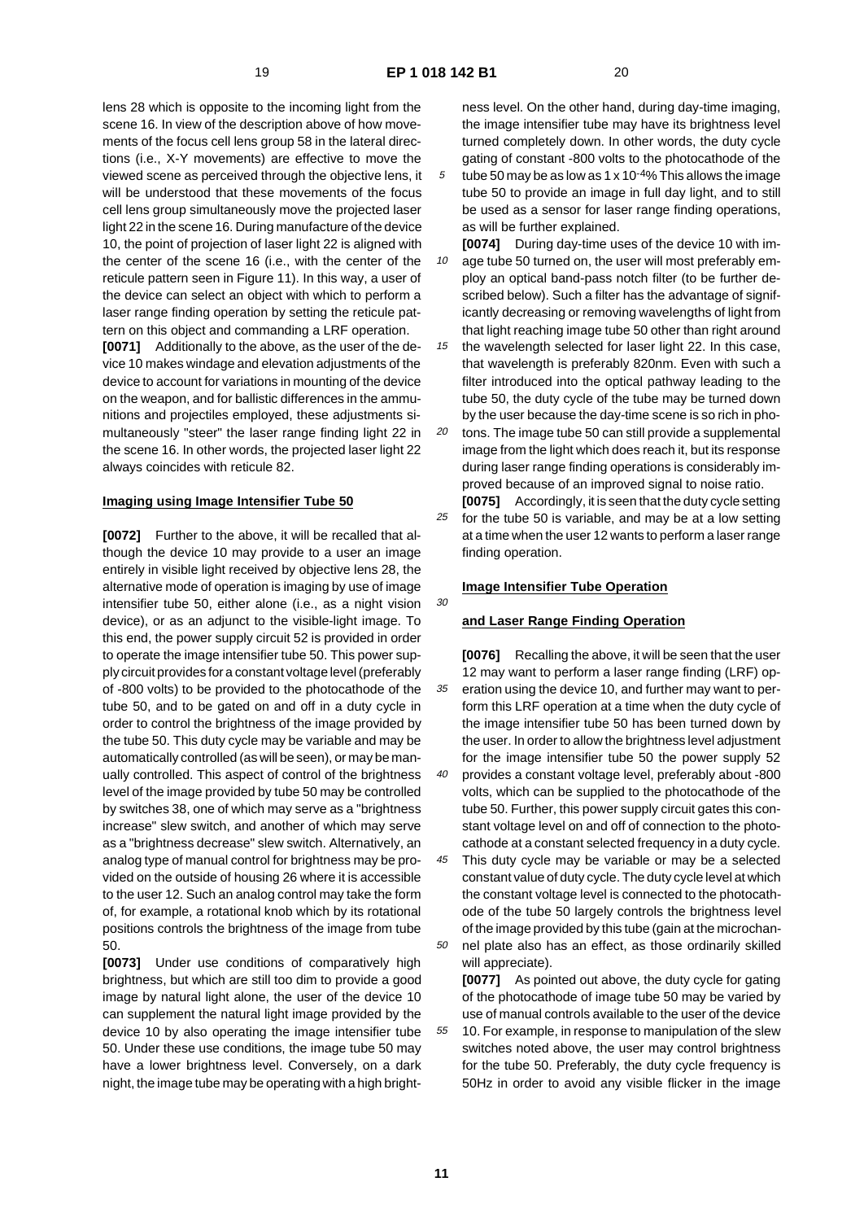lens 28 which is opposite to the incoming light from the scene 16. In view of the description above of how movements of the focus cell lens group 58 in the lateral directions (i.e., X-Y movements) are effective to move the viewed scene as perceived through the objective lens, it will be understood that these movements of the focus cell lens group simultaneously move the projected laser light 22 in the scene 16. During manufacture of the device 10, the point of projection of laser light 22 is aligned with the center of the scene 16 (i.e., with the center of the reticule pattern seen in Figure 11). In this way, a user of the device can select an object with which to perform a laser range finding operation by setting the reticule pattern on this object and commanding a LRF operation.

**[0071]** Additionally to the above, as the user of the device 10 makes windage and elevation adjustments of the device to account for variations in mounting of the device on the weapon, and for ballistic differences in the ammunitions and projectiles employed, these adjustments simultaneously "steer" the laser range finding light 22 in the scene 16. In other words, the projected laser light 22 always coincides with reticule 82.

**Imaging using Image Intensifier Tube 50**

**[0072]** Further to the above, it will be recalled that although the device 10 may provide to a user an image entirely in visible light received by objective lens 28, the alternative mode of operation is imaging by use of image intensifier tube 50, either alone (i.e., as a night vision device), or as an adjunct to the visible-light image. To this end, the power supply circuit 52 is provided in order to operate the image intensifier tube 50. This power supply circuit provides for a constant voltage level (preferably of -800 volts) to be provided to the photocathode of the tube 50, and to be gated on and off in a duty cycle in order to control the brightness of the image provided by the tube 50. This duty cycle may be variable and may be automatically controlled (as will be seen), or may be manually controlled. This aspect of control of the brightness level of the image provided by tube 50 may be controlled by switches 38, one of which may serve as a "brightness increase" slew switch, and another of which may serve as a "brightness decrease" slew switch. Alternatively, an analog type of manual control for brightness may be provided on the outside of housing 26 where it is accessible to the user 12. Such an analog control may take the form of, for example, a rotational knob which by its rotational positions controls the brightness of the image from tube 50.

**[0073]** Under use conditions of comparatively high brightness, but which are still too dim to provide a good image by natural light alone, the user of the device 10 can supplement the natural light image provided by the device 10 by also operating the image intensifier tube 50. Under these use conditions, the image tube 50 may have a lower brightness level. Conversely, on a dark night, the image tube may be operating with a high brightness level. On the other hand, during day-time imaging, the image intensifier tube may have its brightness level turned completely down. In other words, the duty cycle gating of constant -800 volts to the photocathode of the tube 50 may be as low as $1 \times 10^{-4}$% This allows the image tube 50 to provide an image in full day light, and to still be used as a sensor for laser range finding operations, as will be further explained.

**[0074]** During day-time uses of the device 10 with image tube 50 turned on, the user will most preferably employ an optical band-pass notch filter (to be further described below). Such a filter has the advantage of significantly decreasing or removing wavelengths of light from that light reaching image tube 50 other than right around the wavelength selected for laser light 22. In this case, that wavelength is preferably 820nm. Even with such a filter introduced into the optical pathway leading to the tube 50, the duty cycle of the tube may be turned down by the user because the day-time scene is so rich in photons. The image tube 50 can still provide a supplemental image from the light which does reach it, but its response during laser range finding operations is considerably improved because of an improved signal to noise ratio.

**[0075]** Accordingly, it is seen that the duty cycle setting for the tube 50 is variable, and may be at a low setting at a time when the user 12 wants to perform a laser range finding operation.

**Image Intensifier Tube Operation**

**and Laser Range Finding Operation**

**[0076]** Recalling the above, it will be seen that the user 12 may want to perform a laser range finding (LRF) operation using the device 10, and further may want to perform this LRF operation at a time when the duty cycle of the image intensifier tube 50 has been turned down by the user. In order to allow the brightness level adjustment for the image intensifier tube 50 the power supply 52 provides a constant voltage level, preferably about -800 volts, which can be supplied to the photocathode of the tube 50. Further, this power supply circuit gates this constant voltage level on and off of connection to the photocathode at a constant selected frequency in a duty cycle. This duty cycle may be variable or may be a selected constant value of duty cycle. The duty cycle level at which the constant voltage level is connected to the photocathode of the tube 50 largely controls the brightness level of the image provided by this tube (gain at the microchannel plate also has an effect, as those ordinarily skilled will appreciate).

**[0077]** As pointed out above, the duty cycle for gating of the photocathode of image tube 50 may be varied by use of manual controls available to the user of the device 10. For example, in response to manipulation of the slew switches noted above, the user may control brightness for the tube 50. Preferably, the duty cycle frequency is 50Hz in order to avoid any visible flicker in the image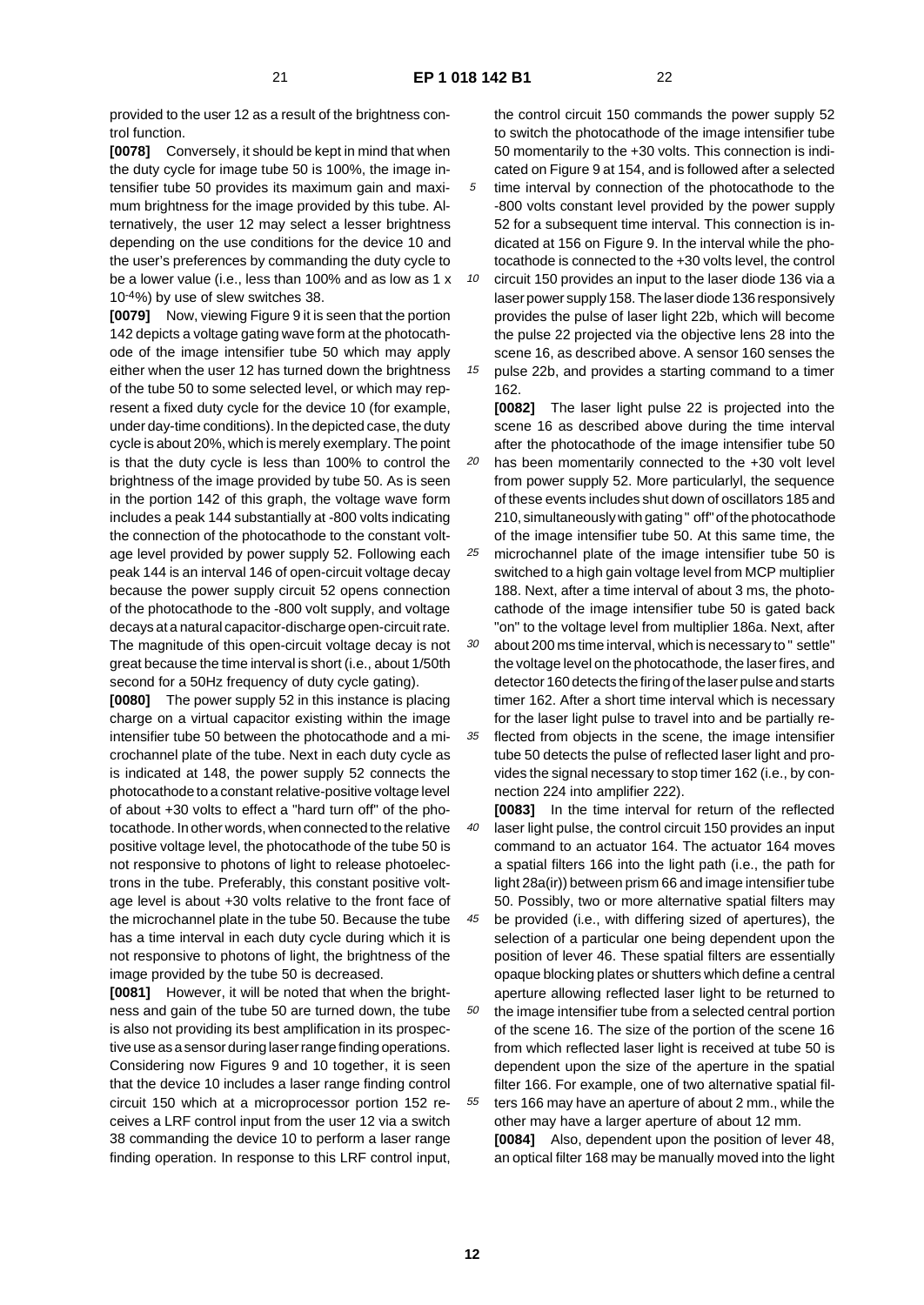provided to the user 12 as a result of the brightness control function.

**[0078]** Conversely, it should be kept in mind that when the duty cycle for image tube 50 is 100%, the image intensifier tube 50 provides its maximum gain and maximum brightness for the image provided by this tube. Alternatively, the user 12 may select a lesser brightness depending on the use conditions for the device 10 and the user's preferences by commanding the duty cycle to be a lower value (i.e., less than 100% and as low as $1 \times 10^{-4}$%) by use of slew switches 38.

**[0079]** Now, viewing Figure 9 it is seen that the portion 142 depicts a voltage gating wave form at the photocathode of the image intensifier tube 50 which may apply either when the user 12 has turned down the brightness of the tube 50 to some selected level, or which may represent a fixed duty cycle for the device 10 (for example, under day-time conditions). In the depicted case, the duty cycle is about 20%, which is merely exemplary. The point is that the duty cycle is less than 100% to control the brightness of the image provided by tube 50. As is seen in the portion 142 of this graph, the voltage wave form includes a peak 144 substantially at -800 volts indicating the connection of the photocathode to the constant voltage level provided by power supply 52. Following each peak 144 is an interval 146 of open-circuit voltage decay because the power supply circuit 52 opens connection of the photocathode to the -800 volt supply, and voltage decays at a natural capacitor-discharge open-circuit rate. The magnitude of this open-circuit voltage decay is not great because the time interval is short (i.e., about 1/50th second for a 50Hz frequency of duty cycle gating).

**[0080]** The power supply 52 in this instance is placing charge on a virtual capacitor existing within the image intensifier tube 50 between the photocathode and a microchannel plate of the tube. Next in each duty cycle as is indicated at 148, the power supply 52 connects the photocathode to a constant relative-positive voltage level of about +30 volts to effect a "hard turn off" of the photocathode. In other words, when connected to the relative positive voltage level, the photocathode of the tube 50 is not responsive to photons of light to release photoelectrons in the tube. Preferably, this constant positive voltage level is about +30 volts relative to the front face of the microchannel plate in the tube 50. Because the tube has a time interval in each duty cycle during which it is not responsive to photons of light, the brightness of the image provided by the tube 50 is decreased.

**[0081]** However, it will be noted that when the brightness and gain of the tube 50 are turned down, the tube is also not providing its best amplification in its prospective use as a sensor during laser range finding operations. Considering now Figures 9 and 10 together, it is seen that the device 10 includes a laser range finding control circuit 150 which at a microprocessor portion 152 receives a LRF control input from the user 12 via a switch 38 commanding the device 10 to perform a laser range finding operation. In response to this LRF control input, the control circuit 150 commands the power supply 52 to switch the photocathode of the image intensifier tube 50 momentarily to the +30 volts. This connection is indicated on Figure 9 at 154, and is followed after a selected time interval by connection of the photocathode to the -800 volts constant level provided by the power supply 52 for a subsequent time interval. This connection is indicated at 156 on Figure 9. In the interval while the photocathode is connected to the +30 volts level, the control circuit 150 provides an input to the laser diode 136 via a laser power supply 158. The laser diode 136 responsively provides the pulse of laser light 22b, which will become the pulse 22 projected via the objective lens 28 into the scene 16, as described above. A sensor 160 senses the pulse 22b, and provides a starting command to a timer 162.

**[0082]** The laser light pulse 22 is projected into the scene 16 as described above during the time interval after the photocathode of the image intensifier tube 50 has been momentarily connected to the +30 volt level from power supply 52. More particularlyl, the sequence of these events includes shut down of oscillators 185 and 210, simultaneously with gating " off" of the photocathode of the image intensifier tube 50. At this same time, the microchannel plate of the image intensifier tube 50 is switched to a high gain voltage level from MCP multiplier 188. Next, after a time interval of about 3 ms, the photocathode of the image intensifier tube 50 is gated back "on" to the voltage level from multiplier 186a. Next, after about 200 ms time interval, which is necessary to " settle" the voltage level on the photocathode, the laser fires, and detector 160 detects the firing of the laser pulse and starts timer 162. After a short time interval which is necessary for the laser light pulse to travel into and be partially reflected from objects in the scene, the image intensifier tube 50 detects the pulse of reflected laser light and provides the signal necessary to stop timer 162 (i.e., by connection 224 into amplifier 222).

**[0083]** In the time interval for return of the reflected laser light pulse, the control circuit 150 provides an input command to an actuator 164. The actuator 164 moves a spatial filters 166 into the light path (i.e., the path for light 28a(ir)) between prism 66 and image intensifier tube 50. Possibly, two or more alternative spatial filters may be provided (i.e., with differing sized of apertures), the selection of a particular one being dependent upon the position of lever 46. These spatial filters are essentially opaque blocking plates or shutters which define a central aperture allowing reflected laser light to be returned to the image intensifier tube from a selected central portion of the scene 16. The size of the portion of the scene 16 from which reflected laser light is received at tube 50 is dependent upon the size of the aperture in the spatial filter 166. For example, one of two alternative spatial filters 166 may have an aperture of about 2 mm., while the other may have a larger aperture of about 12 mm.

**[0084]** Also, dependent upon the position of lever 48, an optical filter 168 may be manually moved into the light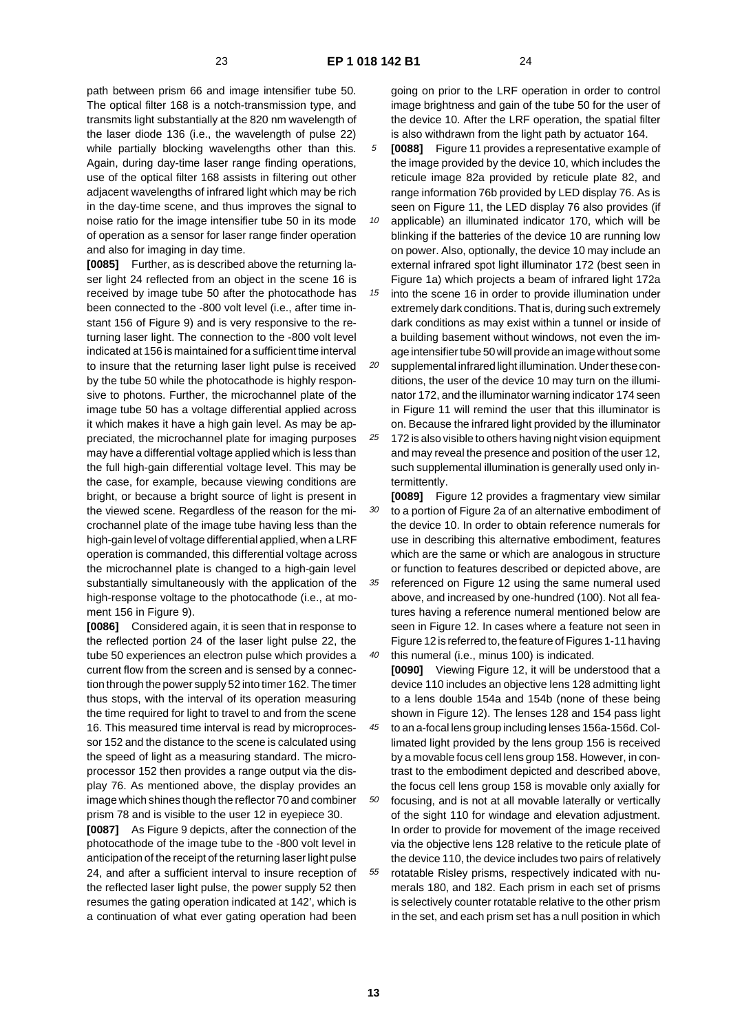path between prism 66 and image intensifier tube 50. The optical filter 168 is a notch-transmission type, and transmits light substantially at the 820 nm wavelength of the laser diode 136 (i.e., the wavelength of pulse 22) while partially blocking wavelengths other than this. Again, during day-time laser range finding operations, use of the optical filter 168 assists in filtering out other adjacent wavelengths of infrared light which may be rich in the day-time scene, and thus improves the signal to noise ratio for the image intensifier tube 50 in its mode of operation as a sensor for laser range finder operation and also for imaging in day time.

**[0085]** Further, as is described above the returning laser light 24 reflected from an object in the scene 16 is received by image tube 50 after the photocathode has been connected to the -800 volt level (i.e., after time instant 156 of Figure 9) and is very responsive to the returning laser light. The connection to the -800 volt level indicated at 156 is maintained for a sufficient time interval to insure that the returning laser light pulse is received by the tube 50 while the photocathode is highly responsive to photons. Further, the microchannel plate of the image tube 50 has a voltage differential applied across it which makes it have a high gain level. As may be appreciated, the microchannel plate for imaging purposes may have a differential voltage applied which is less than the full high-gain differential voltage level. This may be the case, for example, because viewing conditions are bright, or because a bright source of light is present in the viewed scene. Regardless of the reason for the microchannel plate of the image tube having less than the high-gain level of voltage differential applied, when a LRF operation is commanded, this differential voltage across the microchannel plate is changed to a high-gain level substantially simultaneously with the application of the high-response voltage to the photocathode (i.e., at moment 156 in Figure 9).

**[0086]** Considered again, it is seen that in response to the reflected portion 24 of the laser light pulse 22, the tube 50 experiences an electron pulse which provides a current flow from the screen and is sensed by a connection through the power supply 52 into timer 162. The timer thus stops, with the interval of its operation measuring the time required for light to travel to and from the scene 16. This measured time interval is read by microprocessor 152 and the distance to the scene is calculated using the speed of light as a measuring standard. The microprocessor 152 then provides a range output via the display 76. As mentioned above, the display provides an image which shines though the reflector 70 and combiner prism 78 and is visible to the user 12 in eyepiece 30.

**[0087]** As Figure 9 depicts, after the connection of the photocathode of the image tube to the -800 volt level in anticipation of the receipt of the returning laser light pulse 24, and after a sufficient interval to insure reception of the reflected laser light pulse, the power supply 52 then resumes the gating operation indicated at 142', which is a continuation of what ever gating operation had been going on prior to the LRF operation in order to control image brightness and gain of the tube 50 for the user of the device 10. After the LRF operation, the spatial filter is also withdrawn from the light path by actuator 164.

**[0088]** Figure 11 provides a representative example of the image provided by the device 10, which includes the reticule image 82a provided by reticule plate 82, and range information 76b provided by LED display 76. As is seen on Figure 11, the LED display 76 also provides (if applicable) an illuminated indicator 170, which will be blinking if the batteries of the device 10 are running low on power. Also, optionally, the device 10 may include an external infrared spot light illuminator 172 (best seen in Figure 1a) which projects a beam of infrared light 172a into the scene 16 in order to provide illumination under extremely dark conditions. That is, during such extremely dark conditions as may exist within a tunnel or inside of a building basement without windows, not even the image intensifier tube 50 will provide an image without some supplemental infrared light illumination. Under these conditions, the user of the device 10 may turn on the illuminator 172, and the illuminator warning indicator 174 seen in Figure 11 will remind the user that this illuminator is on. Because the infrared light provided by the illuminator 172 is also visible to others having night vision equipment and may reveal the presence and position of the user 12, such supplemental illumination is generally used only intermittently.

**[0089]** Figure 12 provides a fragmentary view similar to a portion of Figure 2a of an alternative embodiment of the device 10. In order to obtain reference numerals for use in describing this alternative embodiment, features which are the same or which are analogous in structure or function to features described or depicted above, are referenced on Figure 12 using the same numeral used above, and increased by one-hundred (100). Not all features having a reference numeral mentioned below are seen in Figure 12. In cases where a feature not seen in Figure 12 is referred to, the feature of Figures 1-11 having this numeral (i.e., minus 100) is indicated.

**[0090]** Viewing Figure 12, it will be understood that a device 110 includes an objective lens 128 admitting light to a lens double 154a and 154b (none of these being shown in Figure 12). The lenses 128 and 154 pass light to an a-focal lens group including lenses 156a-156d. Collimated light provided by the lens group 156 is received by a movable focus cell lens group 158. However, in contrast to the embodiment depicted and described above, the focus cell lens group 158 is movable only axially for focusing, and is not at all movable laterally or vertically of the sight 110 for windage and elevation adjustment. In order to provide for movement of the image received via the objective lens 128 relative to the reticule plate of the device 110, the device includes two pairs of relatively rotatable Risley prisms, respectively indicated with numerals 180, and 182. Each prism in each set of prisms is selectively counter rotatable relative to the other prism in the set, and each prism set has a null position in which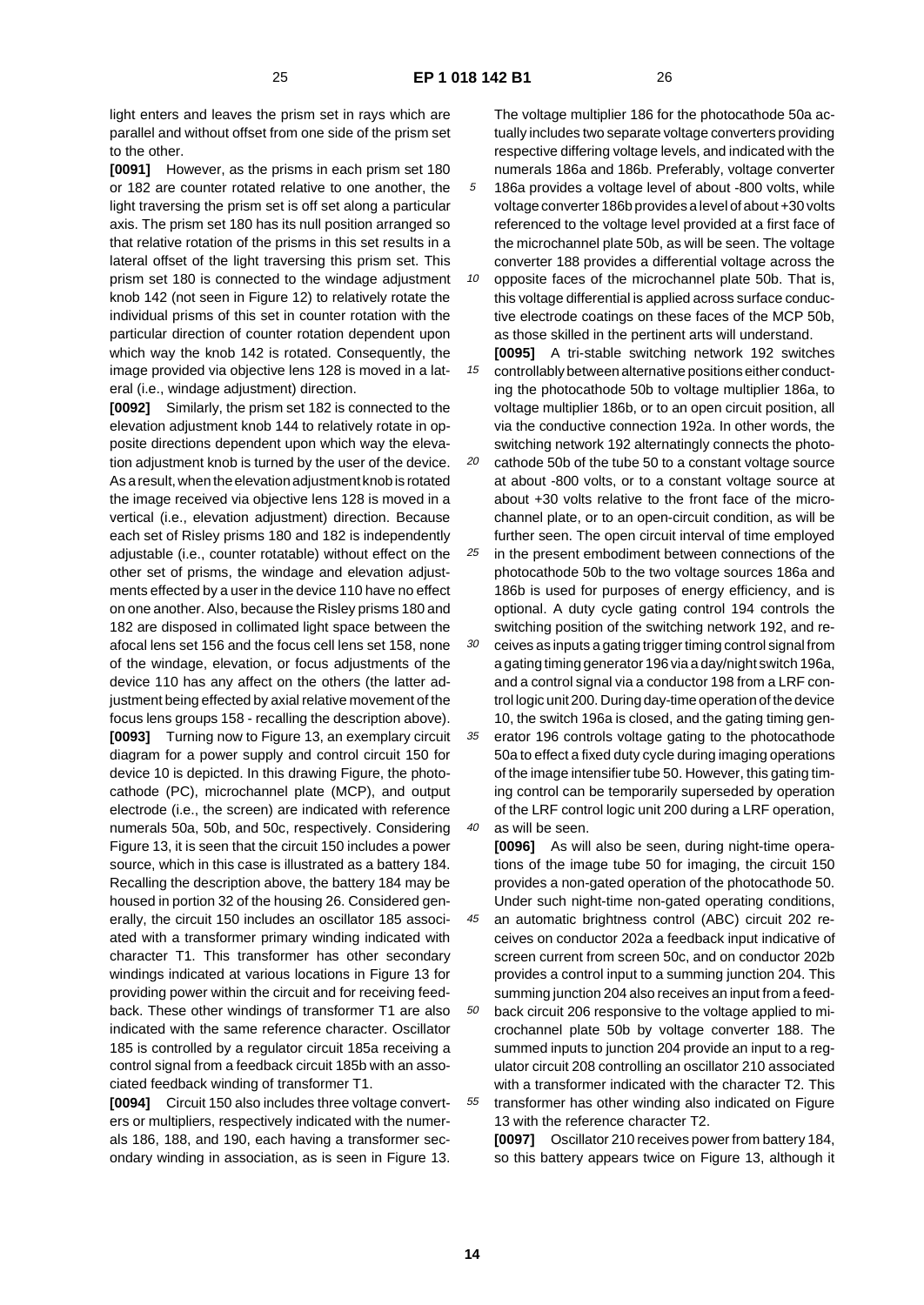light enters and leaves the prism set in rays which are parallel and without offset from one side of the prism set to the other.

**[0091]** However, as the prisms in each prism set 180 or 182 are counter rotated relative to one another, the light traversing the prism set is off set along a particular axis. The prism set 180 has its null position arranged so that relative rotation of the prisms in this set results in a lateral offset of the light traversing this prism set. This prism set 180 is connected to the windage adjustment knob 142 (not seen in Figure 12) to relatively rotate the individual prisms of this set in counter rotation with the particular direction of counter rotation dependent upon which way the knob 142 is rotated. Consequently, the image provided via objective lens 128 is moved in a lateral (i.e., windage adjustment) direction.

**[0092]** Similarly, the prism set 182 is connected to the elevation adjustment knob 144 to relatively rotate in opposite directions dependent upon which way the elevation adjustment knob is turned by the user of the device. As a result, when the elevation adjustment knob is rotated the image received via objective lens 128 is moved in a vertical (i.e., elevation adjustment) direction. Because each set of Risley prisms 180 and 182 is independently adjustable (i.e., counter rotatable) without effect on the other set of prisms, the windage and elevation adjustments effected by a user in the device 110 have no effect on one another. Also, because the Risley prisms 180 and 182 are disposed in collimated light space between the afocal lens set 156 and the focus cell lens set 158, none of the windage, elevation, or focus adjustments of the device 110 has any affect on the others (the latter adjustment being effected by axial relative movement of the focus lens groups 158 - recalling the description above).

**[0093]** Turning now to Figure 13, an exemplary circuit diagram for a power supply and control circuit 150 for device 10 is depicted. In this drawing Figure, the photocathode (PC), microchannel plate (MCP), and output electrode (i.e., the screen) are indicated with reference numerals 50a, 50b, and 50c, respectively. Considering Figure 13, it is seen that the circuit 150 includes a power source, which in this case is illustrated as a battery 184. Recalling the description above, the battery 184 may be housed in portion 32 of the housing 26. Considered generally, the circuit 150 includes an oscillator 185 associated with a transformer primary winding indicated with character T1. This transformer has other secondary windings indicated at various locations in Figure 13 for providing power within the circuit and for receiving feedback. These other windings of transformer T1 are also indicated with the same reference character. Oscillator 185 is controlled by a regulator circuit 185a receiving a control signal from a feedback circuit 185b with an associated feedback winding of transformer T1.

**[0094]** Circuit 150 also includes three voltage converters or multipliers, respectively indicated with the numerals 186, 188, and 190, each having a transformer secondary winding in association, as is seen in Figure 13. The voltage multiplier 186 for the photocathode 50a actually includes two separate voltage converters providing respective differing voltage levels, and indicated with the numerals 186a and 186b. Preferably, voltage converter 186a provides a voltage level of about -800 volts, while voltage converter 186b provides a level of about +30 volts referenced to the voltage level provided at a first face of the microchannel plate 50b, as will be seen. The voltage converter 188 provides a differential voltage across the opposite faces of the microchannel plate 50b. That is, this voltage differential is applied across surface conductive electrode coatings on these faces of the MCP 50b, as those skilled in the pertinent arts will understand.

**[0095]** A tri-stable switching network 192 switches controllably between alternative positions either conducting the photocathode 50b to voltage multiplier 186a, to voltage multiplier 186b, or to an open circuit position, all via the conductive connection 192a. In other words, the switching network 192 alternatingly connects the photocathode 50b of the tube 50 to a constant voltage source at about -800 volts, or to a constant voltage source at about +30 volts relative to the front face of the microchannel plate, or to an open-circuit condition, as will be further seen. The open circuit interval of time employed in the present embodiment between connections of the photocathode 50b to the two voltage sources 186a and 186b is used for purposes of energy efficiency, and is optional. A duty cycle gating control 194 controls the switching position of the switching network 192, and receives as inputs a gating trigger timing control signal from a gating timing generator 196 via a day/night switch 196a, and a control signal via a conductor 198 from a LRF control logic unit 200. During day-time operation of the device 10, the switch 196a is closed, and the gating timing generator 196 controls voltage gating to the photocathode 50a to effect a fixed duty cycle during imaging operations of the image intensifier tube 50. However, this gating timing control can be temporarily superseded by operation of the LRF control logic unit 200 during a LRF operation, as will be seen.

**[0096]** As will also be seen, during night-time operations of the image tube 50 for imaging, the circuit 150 provides a non-gated operation of the photocathode 50. Under such night-time non-gated operating conditions, an automatic brightness control (ABC) circuit 202 receives on conductor 202a a feedback input indicative of screen current from screen 50c, and on conductor 202b provides a control input to a summing junction 204. This summing junction 204 also receives an input from a feedback circuit 206 responsive to the voltage applied to microchannel plate 50b by voltage converter 188. The summed inputs to junction 204 provide an input to a regulator circuit 208 controlling an oscillator 210 associated with a transformer indicated with the character T2. This transformer has other winding also indicated on Figure 13 with the reference character T2.

**[0097]** Oscillator 210 receives power from battery 184, so this battery appears twice on Figure 13, although it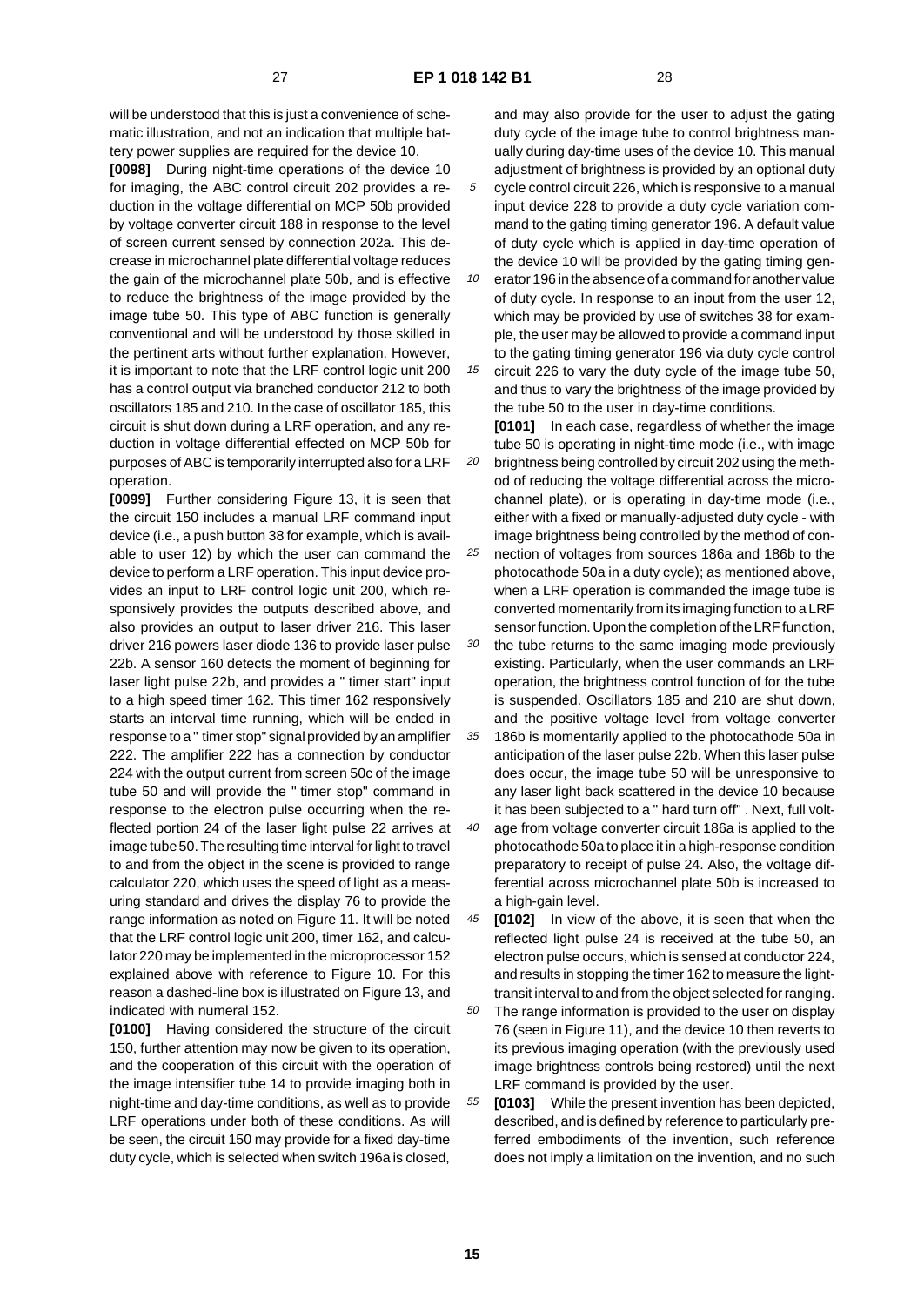will be understood that this is just a convenience of schematic illustration, and not an indication that multiple battery power supplies are required for the device 10.

**[0098]** During night-time operations of the device 10 for imaging, the ABC control circuit 202 provides a reduction in the voltage differential on MCP 50b provided by voltage converter circuit 188 in response to the level of screen current sensed by connection 202a. This decrease in microchannel plate differential voltage reduces the gain of the microchannel plate 50b, and is effective to reduce the brightness of the image provided by the image tube 50. This type of ABC function is generally conventional and will be understood by those skilled in the pertinent arts without further explanation. However, it is important to note that the LRF control logic unit 200 has a control output via branched conductor 212 to both oscillators 185 and 210. In the case of oscillator 185, this circuit is shut down during a LRF operation, and any reduction in voltage differential effected on MCP 50b for purposes of ABC is temporarily interrupted also for a LRF operation.

**[0099]** Further considering Figure 13, it is seen that the circuit 150 includes a manual LRF command input device (i.e., a push button 38 for example, which is available to user 12) by which the user can command the device to perform a LRF operation. This input device provides an input to LRF control logic unit 200, which responsively provides the outputs described above, and also provides an output to laser driver 216. This laser driver 216 powers laser diode 136 to provide laser pulse 22b. A sensor 160 detects the moment of beginning for laser light pulse 22b, and provides a " timer start" input to a high speed timer 162. This timer 162 responsively starts an interval time running, which will be ended in response to a " timer stop" signal provided by an amplifier 222. The amplifier 222 has a connection by conductor 224 with the output current from screen 50c of the image tube 50 and will provide the " timer stop" command in response to the electron pulse occurring when the reflected portion 24 of the laser light pulse 22 arrives at image tube 50. The resulting time interval for light to travel to and from the object in the scene is provided to range calculator 220, which uses the speed of light as a measuring standard and drives the display 76 to provide the range information as noted on Figure 11. It will be noted that the LRF control logic unit 200, timer 162, and calculator 220 may be implemented in the microprocessor 152 explained above with reference to Figure 10. For this reason a dashed-line box is illustrated on Figure 13, and indicated with numeral 152.

**[0100]** Having considered the structure of the circuit 150, further attention may now be given to its operation, and the cooperation of this circuit with the operation of the image intensifier tube 14 to provide imaging both in night-time and day-time conditions, as well as to provide LRF operations under both of these conditions. As will be seen, the circuit 150 may provide for a fixed day-time duty cycle, which is selected when switch 196a is closed, and may also provide for the user to adjust the gating duty cycle of the image tube to control brightness manually during day-time uses of the device 10. This manual adjustment of brightness is provided by an optional duty cycle control circuit 226, which is responsive to a manual input device 228 to provide a duty cycle variation command to the gating timing generator 196. A default value of duty cycle which is applied in day-time operation of the device 10 will be provided by the gating timing generator 196 in the absence of a command for another value of duty cycle. In response to an input from the user 12, which may be provided by use of switches 38 for example, the user may be allowed to provide a command input to the gating timing generator 196 via duty cycle control circuit 226 to vary the duty cycle of the image tube 50, and thus to vary the brightness of the image provided by the tube 50 to the user in day-time conditions.

**[0101]** In each case, regardless of whether the image tube 50 is operating in night-time mode (i.e., with image brightness being controlled by circuit 202 using the method of reducing the voltage differential across the microchannel plate), or is operating in day-time mode (i.e., either with a fixed or manually-adjusted duty cycle - with image brightness being controlled by the method of connection of voltages from sources 186a and 186b to the photocathode 50a in a duty cycle); as mentioned above, when a LRF operation is commanded the image tube is converted momentarily from its imaging function to a LRF sensor function. Upon the completion of the LRF function, the tube returns to the same imaging mode previously existing. Particularly, when the user commands an LRF operation, the brightness control function of for the tube is suspended. Oscillators 185 and 210 are shut down, and the positive voltage level from voltage converter 186b is momentarily applied to the photocathode 50a in anticipation of the laser pulse 22b. When this laser pulse does occur, the image tube 50 will be unresponsive to any laser light back scattered in the device 10 because it has been subjected to a " hard turn off" . Next, full voltage from voltage converter circuit 186a is applied to the photocathode 50a to place it in a high-response condition preparatory to receipt of pulse 24. Also, the voltage differential across microchannel plate 50b is increased to a high-gain level.

**[0102]** In view of the above, it is seen that when the reflected light pulse 24 is received at the tube 50, an electron pulse occurs, which is sensed at conductor 224, and results in stopping the timer 162 to measure the light-transit interval to and from the object selected for ranging. The range information is provided to the user on display 76 (seen in Figure 11), and the device 10 then reverts to its previous imaging operation (with the previously used image brightness controls being restored) until the next LRF command is provided by the user.

**[0103]** While the present invention has been depicted, described, and is defined by reference to particularly preferred embodiments of the invention, such reference does not imply a limitation on the invention, and no such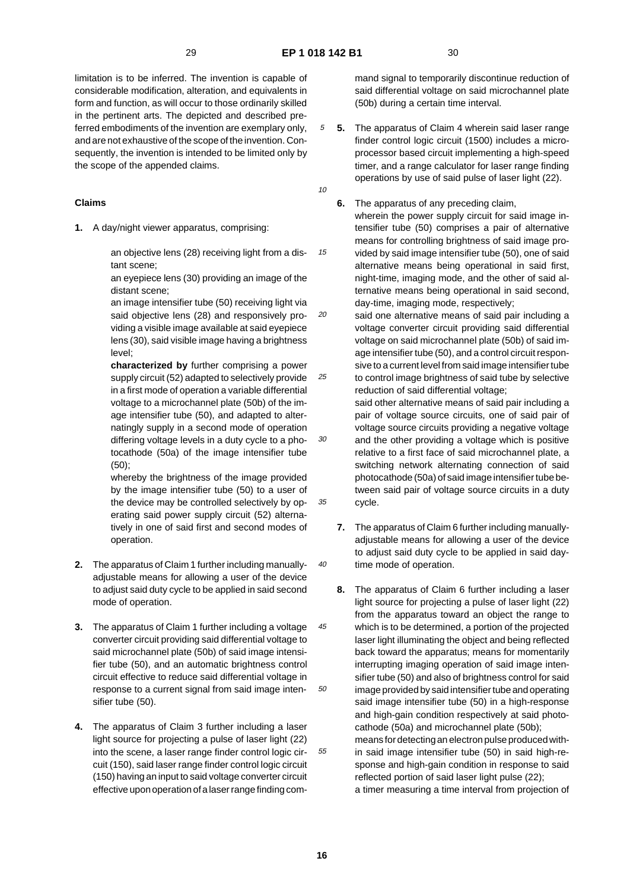limitation is to be inferred. The invention is capable of considerable modification, alteration, and equivalents in form and function, as will occur to those ordinarily skilled in the pertinent arts. The depicted and described preferred embodiments of the invention are exemplary only, and are not exhaustive of the scope of the invention. Consequently, the invention is intended to be limited only by the scope of the appended claims.

## Claims

1. A day/night viewer apparatus, comprising:

   an objective lens (28) receiving light from a distant scene;

   an eyepiece lens (30) providing an image of the distant scene;

   an image intensifier tube (50) receiving light via said objective lens (28) and responsively providing a visible image available at said eyepiece lens (30), said visible image having a brightness level;

   **characterized by** further comprising a power supply circuit (52) adapted to selectively provide in a first mode of operation a variable differential voltage to a microchannel plate (50b) of the image intensifier tube (50), and adapted to alternatingly supply in a second mode of operation differing voltage levels in a duty cycle to a photocathode (50a) of the image intensifier tube (50);

   whereby the brightness of the image provided by the image intensifier tube (50) to a user of the device may be controlled selectively by operating said power supply circuit (52) alternatively in one of said first and second modes of operation.

2. The apparatus of Claim 1 further including manually-adjustable means for allowing a user of the device to adjust said duty cycle to be applied in said second mode of operation.

3. The apparatus of Claim 1 further including a voltage converter circuit providing said differential voltage to said microchannel plate (50b) of said image intensifier tube (50), and an automatic brightness control circuit effective to reduce said differential voltage in response to a current signal from said image intensifier tube (50).

4. The apparatus of Claim 3 further including a laser light source for projecting a pulse of laser light (22) into the scene, a laser range finder control logic circuit (150), said laser range finder control logic circuit (150) having an input to said voltage converter circuit effective upon operation of a laser range finding command signal to temporarily discontinue reduction of said differential voltage on said microchannel plate (50b) during a certain time interval.

5. The apparatus of Claim 4 wherein said laser range finder control logic circuit (1500) includes a microprocessor based circuit implementing a high-speed timer, and a range calculator for laser range finding operations by use of said pulse of laser light (22).

6. The apparatus of any preceding claim,
   wherein the power supply circuit for said image intensifier tube (50) comprises a pair of alternative means for controlling brightness of said image provided by said image intensifier tube (50), one of said alternative means being operational in said first, night-time, imaging mode, and the other of said alternative means being operational in said second, day-time, imaging mode, respectively;

   said one alternative means of said pair including a voltage converter circuit providing said differential voltage on said microchannel plate (50b) of said image intensifier tube (50), and a control circuit responsive to a current level from said image intensifier tube to control image brightness of said tube by selective reduction of said differential voltage;

   said other alternative means of said pair including a pair of voltage source circuits, one of said pair of voltage source circuits providing a negative voltage and the other providing a voltage which is positive relative to a first face of said microchannel plate, a switching network alternating connection of said photocathode (50a) of said image intensifier tube between said pair of voltage source circuits in a duty cycle.

7. The apparatus of Claim 6 further including manually-adjustable means for allowing a user of the device to adjust said duty cycle to be applied in said day-time mode of operation.

8. The apparatus of Claim 6 further including a laser light source for projecting a pulse of laser light (22) from the apparatus toward an object the range to which is to be determined, a portion of the projected laser light illuminating the object and being reflected back toward the apparatus; means for momentarily interrupting imaging operation of said image intensifier tube (50) and also of brightness control for said image provided by said intensifier tube and operating said image intensifier tube (50) in a high-response and high-gain condition respectively at said photocathode (50a) and microchannel plate (50b);

   means for detecting an electron pulse produced within said image intensifier tube (50) in said high-response and high-gain condition in response to said reflected portion of said laser light pulse (22);

   a timer measuring a time interval from projection of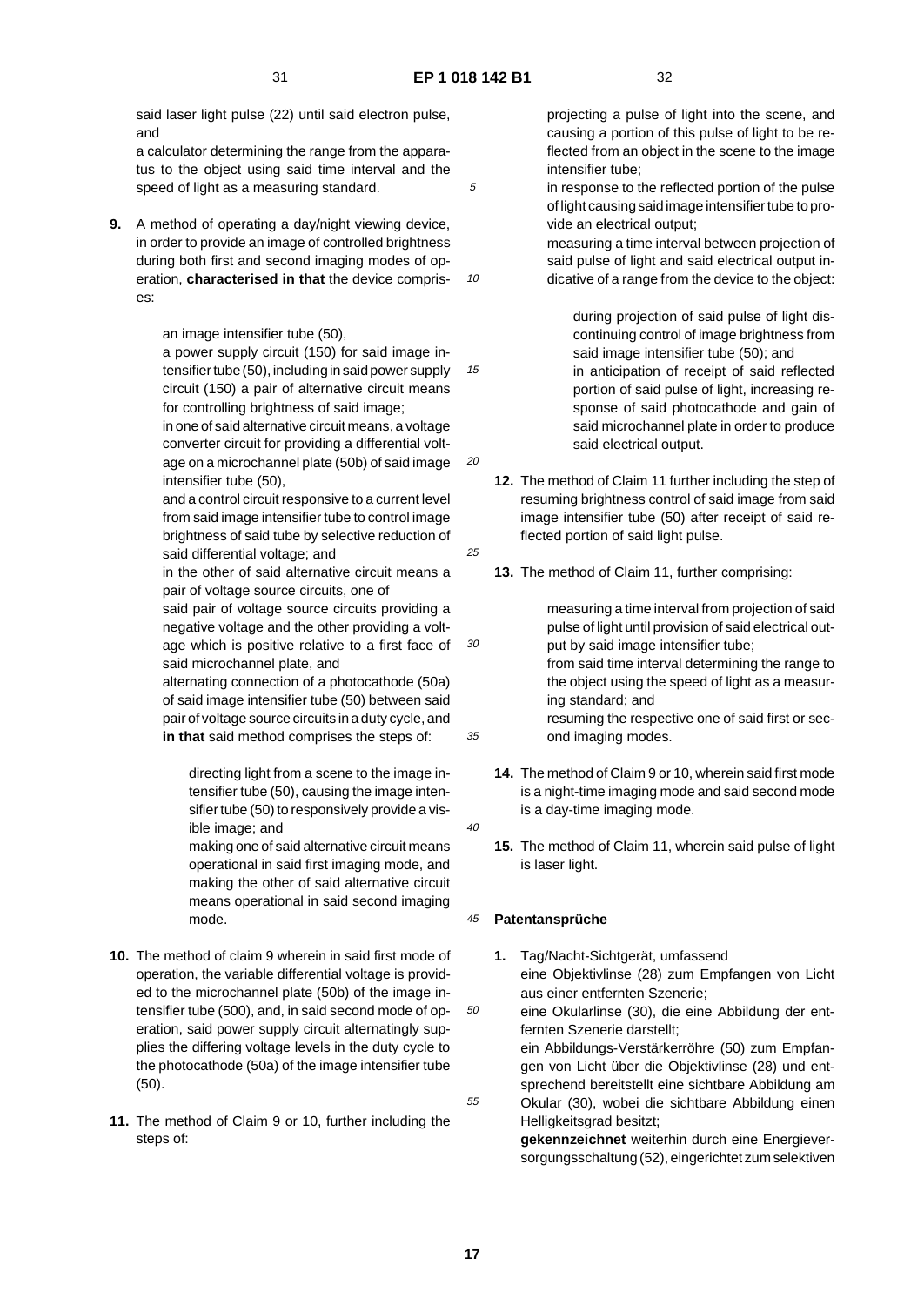said laser light pulse (22) until said electron pulse, and

a calculator determining the range from the apparatus to the object using said time interval and the speed of light as a measuring standard.

**9.** A method of operating a day/night viewing device, in order to provide an image of controlled brightness during both first and second imaging modes of operation, **characterised in that** the device comprises:

an image intensifier tube (50),

a power supply circuit (150) for said image intensifier tube (50), including in said power supply circuit (150) a pair of alternative circuit means for controlling brightness of said image;

in one of said alternative circuit means, a voltage converter circuit for providing a differential voltage on a microchannel plate (50b) of said image intensifier tube (50),

and a control circuit responsive to a current level from said image intensifier tube to control image brightness of said tube by selective reduction of said differential voltage; and

in the other of said alternative circuit means a pair of voltage source circuits, one of

said pair of voltage source circuits providing a negative voltage and the other providing a voltage which is positive relative to a first face of said microchannel plate, and

alternating connection of a photocathode (50a) of said image intensifier tube (50) between said pair of voltage source circuits in a duty cycle, and **in that** said method comprises the steps of:

directing light from a scene to the image intensifier tube (50), causing the image intensifier tube (50) to responsively provide a visible image; and

making one of said alternative circuit means operational in said first imaging mode, and making the other of said alternative circuit means operational in said second imaging mode.

**10.** The method of claim 9 wherein in said first mode of operation, the variable differential voltage is provided to the microchannel plate (50b) of the image intensifier tube (500), and, in said second mode of operation, said power supply circuit alternatingly supplies the differing voltage levels in the duty cycle to the photocathode (50a) of the image intensifier tube (50).

**11.** The method of Claim 9 or 10, further including the steps of:

projecting a pulse of light into the scene, and causing a portion of this pulse of light to be reflected from an object in the scene to the image intensifier tube;

in response to the reflected portion of the pulse of light causing said image intensifier tube to provide an electrical output;

measuring a time interval between projection of said pulse of light and said electrical output indicative of a range from the device to the object:

during projection of said pulse of light discontinuing control of image brightness from said image intensifier tube (50); and

in anticipation of receipt of said reflected portion of said pulse of light, increasing response of said photocathode and gain of said microchannel plate in order to produce said electrical output.

**12.** The method of Claim 11 further including the step of resuming brightness control of said image from said image intensifier tube (50) after receipt of said reflected portion of said light pulse.

**13.** The method of Claim 11, further comprising:

measuring a time interval from projection of said pulse of light until provision of said electrical output by said image intensifier tube;

from said time interval determining the range to the object using the speed of light as a measuring standard; and

resuming the respective one of said first or second imaging modes.

**14.** The method of Claim 9 or 10, wherein said first mode is a night-time imaging mode and said second mode is a day-time imaging mode.

**15.** The method of Claim 11, wherein said pulse of light is laser light.

## Patentansprüche

**1.** Tag/Nacht-Sichtgerät, umfassend

eine Objektivlinse (28) zum Empfangen von Licht aus einer entfernten Szenerie;

eine Okularlinse (30), die eine Abbildung der entfernten Szenerie darstellt;

ein Abbildungs-Verstärkerröhre (50) zum Empfangen von Licht über die Objektivlinse (28) und entsprechend bereitstellt eine sichtbare Abbildung am Okular (30), wobei die sichtbare Abbildung einen Helligkeitsgrad besitzt;

**gekennzeichnet** weiterhin durch eine Energieversorgungsschaltung (52), eingerichtet zum selektiven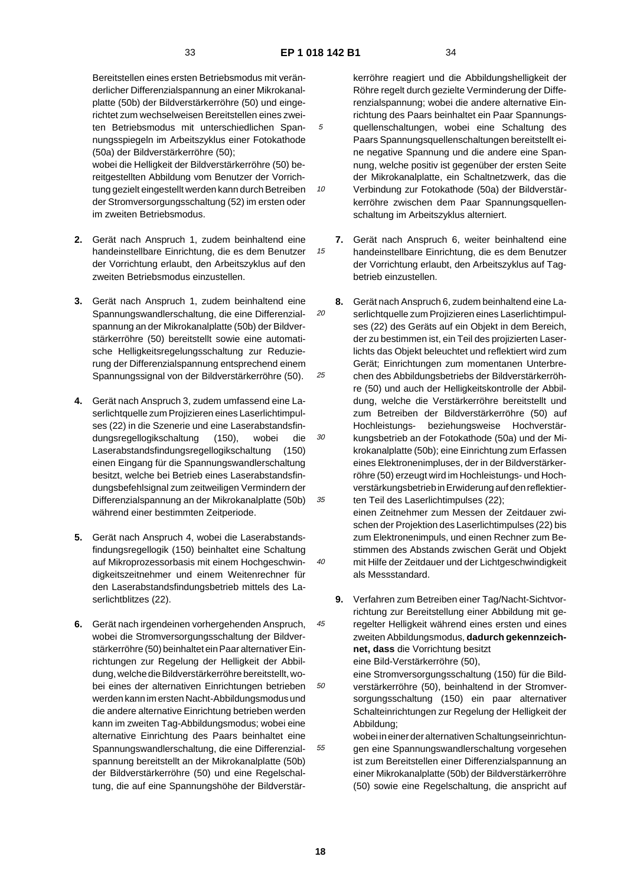Bereitstellen eines ersten Betriebsmodus mit veränderlicher Differenzialspannung an einer Mikrokanalplatte (50b) der Bildverstärkerröhre (50) und eingerichtet zum wechselweisen Bereitstellen eines zweiten Betriebsmodus mit unterschiedlichen Spannungsspiegeln im Arbeitszyklus einer Fotokathode (50a) der Bildverstärkerröhre (50);
wobei die Helligkeit der Bildverstärkerröhre (50) bereitgestellten Abbildung vom Benutzer der Vorrichtung gezielt eingestellt werden kann durch Betreiben der Stromversorgungsschaltung (52) im ersten oder im zweiten Betriebsmodus.

**2.** Gerät nach Anspruch 1, zudem beinhaltend eine handeinstellbare Einrichtung, die es dem Benutzer der Vorrichtung erlaubt, den Arbeitszyklus auf den zweiten Betriebsmodus einzustellen.

**3.** Gerät nach Anspruch 1, zudem beinhaltend eine Spannungswandlerschaltung, die eine Differenzialspannung an der Mikrokanalplatte (50b) der Bildverstärkerröhre (50) bereitstellt sowie eine automatische Helligkeitsregelungsschaltung zur Reduzierung der Differenzialspannung entsprechend einem Spannungssignal von der Bildverstärkerröhre (50).

**4.** Gerät nach Anspruch 3, zudem umfassend eine Laserlichtquelle zum Projizieren eines Laserlichtimpulses (22) in die Szenerie und eine Laserabstandsfindungsregellogikschaltung (150), wobei die Laserabstandsfindungsregellogikschaltung (150) einen Eingang für die Spannungswandlerschaltung besitzt, welche bei Betrieb eines Laserabstandsfindungsbefehlsignal zum zeitweiligen Vermindern der Differenzialspannung an der Mikrokanalplatte (50b) während einer bestimmten Zeitperiode.

**5.** Gerät nach Anspruch 4, wobei die Laserabstandsfindungsregellogik (150) beinhaltet eine Schaltung auf Mikroprozessorbasis mit einem Hochgeschwindigkeitszeitnehmer und einem Weitenrechner für den Laserabstandsfindungsbetrieb mittels des Laserlichtblitzes (22).

**6.** Gerät nach irgendeinen vorhergehenden Anspruch, wobei die Stromversorgungsschaltung der Bildverstärkerröhre (50) beinhaltet ein Paar alternativer Einrichtungen zur Regelung der Helligkeit der Abbildung, welche die Bildverstärkerröhre bereitstellt, wobei eines der alternativen Einrichtungen betrieben werden kann im ersten Nacht-Abbildungsmodus und die andere alternative Einrichtung betrieben werden kann im zweiten Tag-Abbildungsmodus; wobei eine alternative Einrichtung des Paars beinhaltet eine Spannungswandlerschaltung, die eine Differenzialspannung bereitstellt an der Mikrokanalplatte (50b) der Bildverstärkerröhre (50) und eine Regelschaltung, die auf eine Spannungshöhe der Bildverstärkerröhre reagiert und die Abbildungshelligkeit der Röhre regelt durch gezielte Verminderung der Differenzialspannung; wobei die andere alternative Einrichtung des Paars beinhaltet ein Paar Spannungsquellenschaltungen, wobei eine Schaltung des Paars Spannungsquellenschaltungen bereitstellt eine negative Spannung und die andere eine Spannung, welche positiv ist gegenüber der ersten Seite der Mikrokanalplatte, ein Schaltnetzwerk, das die Verbindung zur Fotokathode (50a) der Bildverstärkerröhre zwischen dem Paar Spannungsquellenschaltung im Arbeitszyklus alterniert.

**7.** Gerät nach Anspruch 6, weiter beinhaltend eine handeinstellbare Einrichtung, die es dem Benutzer der Vorrichtung erlaubt, den Arbeitszyklus auf Tagbetrieb einzustellen.

**8.** Gerät nach Anspruch 6, zudem beinhaltend eine Laserlichtquelle zum Projizieren eines Laserlichtimpulses (22) des Geräts auf ein Objekt in dem Bereich, der zu bestimmen ist, ein Teil des projizierten Laserlichts das Objekt beleuchtet und reflektiert wird zum Gerät; Einrichtungen zum momentanen Unterbrechen des Abbildungsbetriebs der Bildverstärkerröhre (50) und auch der Helligkeitskontrolle der Abbildung, welche die Verstärkerröhre bereitstellt und zum Betreiben der Bildverstärkerröhre (50) auf Hochleistungs- beziehungsweise Hochverstärkungsbetrieb an der Fotokathode (50a) und der Mikrokanalplatte (50b); eine Einrichtung zum Erfassen eines Elektronenimpulses, der in der Bildverstärkerröhre (50) erzeugt wird im Hochleistungs- und Hochverstärkungsbetrieb in Erwiderung auf den reflektierten Teil des Laserlichtimpulses (22);
einen Zeitnehmer zum Messen der Zeitdauer zwischen der Projektion des Laserlichtimpulses (22) bis zum Elektronenimpuls, und einen Rechner zum Bestimmen des Abstands zwischen Gerät und Objekt mit Hilfe der Zeitdauer und der Lichtgeschwindigkeit als Messstandard.

**9.** Verfahren zum Betreiben einer Tag/Nacht-Sichtvorrichtung zur Bereitstellung einer Abbildung mit geregelter Helligkeit während eines ersten und eines zweiten Abbildungsmodus, **dadurch gekennzeichnet, dass** die Vorrichtung besitzt
eine Bild-Verstärkerröhre (50),
eine Stromversorgungsschaltung (150) für die Bildverstärkerröhre (50), beinhaltend in der Stromversorgungsschaltung (150) ein paar alternativer Schalteinrichtungen zur Regelung der Helligkeit der Abbildung;
wobei in einer der alternativen Schaltungseinrichtungen eine Spannungswandlerschaltung vorgesehen ist zum Bereitstellen einer Differenzialspannung an einer Mikrokanalplatte (50b) der Bildverstärkerröhre (50) sowie eine Regelschaltung, die anspricht auf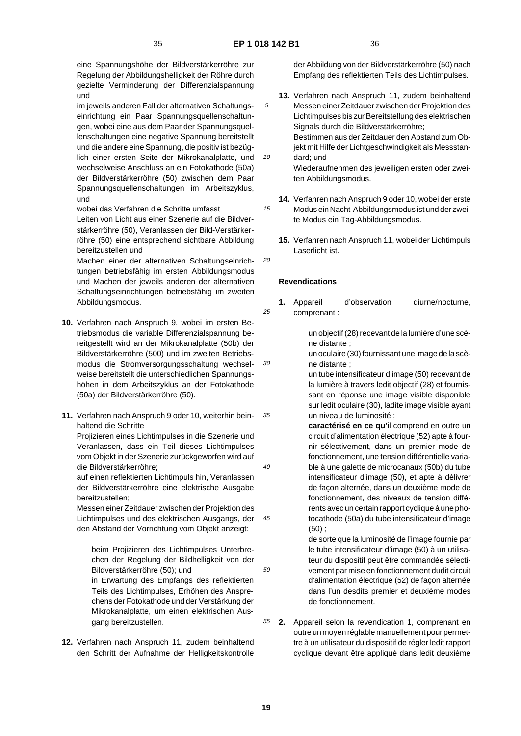eine Spannungshöhe der Bildverstärkerröhre zur Regelung der Abbildungshelligkeit der Röhre durch gezielte Verminderung der Differenzialspannung und

im jeweils anderen Fall der alternativen Schaltungseinrichtung ein Paar Spannungsquellenschaltungen, wobei eine aus dem Paar der Spannungsquellenschaltungen eine negative Spannung bereitstellt und die andere eine Spannung, die positiv ist bezüglich einer ersten Seite der Mikrokanalplatte, und wechselweise Anschluss an ein Fotokathode (50a) der Bildverstärkerröhre (50) zwischen dem Paar Spannungsquellenschaltungen im Arbeitszyklus, und

wobei das Verfahren die Schritte umfasst

Leiten von Licht aus einer Szenerie auf die Bildverstärkerröhre (50), Veranlassen der Bild-Verstärkerröhre (50) eine entsprechend sichtbare Abbildung bereitzustellen und

Machen einer der alternativen Schaltungseinrichtungen betriebsfähig im ersten Abbildungsmodus und Machen der jeweils anderen der alternativen Schaltungseinrichtungen betriebsfähig im zweiten Abbildungsmodus.

**10.** Verfahren nach Anspruch 9, wobei im ersten Betriebsmodus die variable Differenzialspannung bereitgestellt wird an der Mikrokanalplatte (50b) der Bildverstärkerröhre (500) und im zweiten Betriebsmodus die Stromversorgungsschaltung wechselweise bereitstellt die unterschiedlichen Spannungshöhen in dem Arbeitszyklus an der Fotokathode (50a) der Bildverstärkerröhre (50).

**11.** Verfahren nach Anspruch 9 oder 10, weiterhin beinhaltend die Schritte

Projizieren eines Lichtimpulses in die Szenerie und Veranlassen, dass ein Teil dieses Lichtimpulses vom Objekt in der Szenerie zurückgeworfen wird auf die Bildverstärkerröhre;

auf einen reflektierten Lichtimpuls hin, Veranlassen der Bildverstärkerröhre eine elektrische Ausgabe bereitzustellen;

Messen einer Zeitdauer zwischen der Projektion des Lichtimpulses und des elektrischen Ausgangs, der den Abstand der Vorrichtung vom Objekt anzeigt:

> beim Projizieren des Lichtimpulses Unterbrechen der Regelung der Bildhelligkeit von der Bildverstärkerröhre (50); und
>
> in Erwartung des Empfangs des reflektierten Teils des Lichtimpulses, Erhöhen des Ansprechens der Fotokathode und der Verstärkung der Mikrokanalplatte, um einen elektrischen Ausgang bereitzustellen.

**12.** Verfahren nach Anspruch 11, zudem beinhaltend den Schritt der Aufnahme der Helligkeitskontrolle der Abbildung von der Bildverstärkerröhre (50) nach Empfang des reflektierten Teils des Lichtimpulses.

**13.** Verfahren nach Anspruch 11, zudem beinhaltend Messen einer Zeitdauer zwischen der Projektion des Lichtimpulses bis zur Bereitstellung des elektrischen Signals durch die Bildverstärkerröhre;

Bestimmen aus der Zeitdauer den Abstand zum Objekt mit Hilfe der Lichtgeschwindigkeit als Messstandard; und

Wiederaufnehmen des jeweiligen ersten oder zweiten Abbildungsmodus.

**14.** Verfahren nach Anspruch 9 oder 10, wobei der erste Modus ein Nacht-Abbildungsmodus ist und der zweite Modus ein Tag-Abbildungsmodus.

**15.** Verfahren nach Anspruch 11, wobei der Lichtimpuls Laserlicht ist.

## Revendications

**1.** Appareil d'observation diurne/nocturne, comprenant :

> un objectif (28) recevant de la lumière d'une scène distante ;
>
> un oculaire (30) fournissant une image de la scène distante ;
>
> un tube intensificateur d'image (50) recevant de la lumière à travers ledit objectif (28) et fournissant en réponse une image visible disponible sur ledit oculaire (30), ladite image visible ayant un niveau de luminosité ;
>
> **caractérisé en ce qu'**il comprend en outre un circuit d'alimentation électrique (52) apte à fournir sélectivement, dans un premier mode de fonctionnement, une tension différentielle variable à une galette de microcanaux (50b) du tube intensificateur d'image (50), et apte à délivrer de façon alternée, dans un deuxième mode de fonctionnement, des niveaux de tension différents avec un certain rapport cyclique à une photocathode (50a) du tube intensificateur d'image (50) ;
>
> de sorte que la luminosité de l'image fournie par le tube intensificateur d'image (50) à un utilisateur du dispositif peut être commandée sélectivement par mise en fonctionnement dudit circuit d'alimentation électrique (52) de façon alternée dans l'un desdits premier et deuxième modes de fonctionnement.

**2.** Appareil selon la revendication 1, comprenant en outre un moyen réglable manuellement pour permettre à un utilisateur du dispositif de régler ledit rapport cyclique devant être appliqué dans ledit deuxième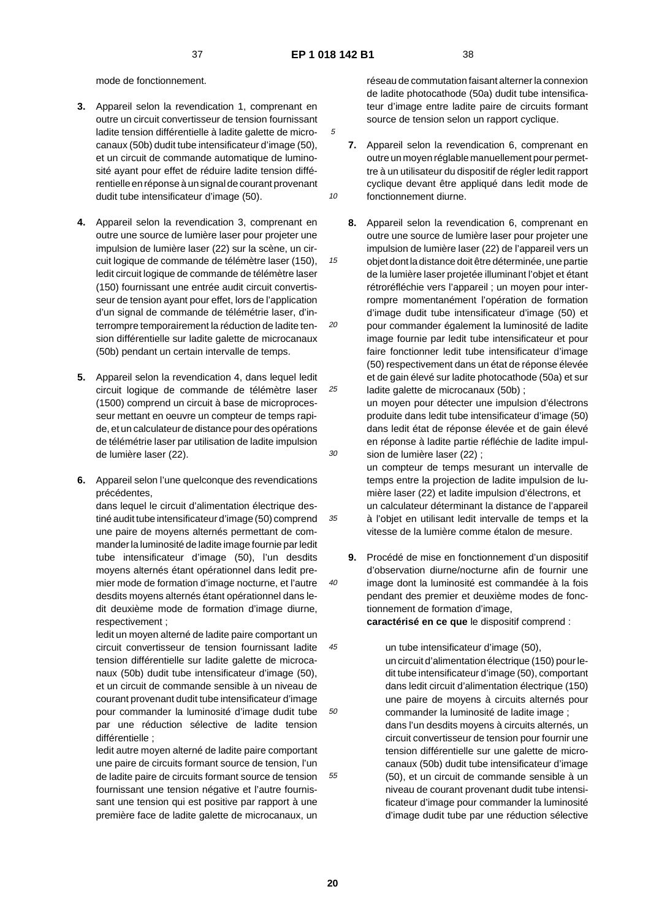mode de fonctionnement.

**3.** Appareil selon la revendication 1, comprenant en outre un circuit convertisseur de tension fournissant ladite tension différentielle à ladite galette de microcanaux (50b) dudit tube intensificateur d'image (50), et un circuit de commande automatique de luminosité ayant pour effet de réduire ladite tension différentielle en réponse à un signal de courant provenant dudit tube intensificateur d'image (50).

**4.** Appareil selon la revendication 3, comprenant en outre une source de lumière laser pour projeter une impulsion de lumière laser (22) sur la scène, un circuit logique de commande de télémètre laser (150), ledit circuit logique de commande de télémètre laser (150) fournissant une entrée audit circuit convertisseur de tension ayant pour effet, lors de l'application d'un signal de commande de télémétrie laser, d'interrompre temporairement la réduction de ladite tension différentielle sur ladite galette de microcanaux (50b) pendant un certain intervalle de temps.

**5.** Appareil selon la revendication 4, dans lequel ledit circuit logique de commande de télémètre laser (1500) comprend un circuit à base de microprocesseur mettant en oeuvre un compteur de temps rapide, et un calculateur de distance pour des opérations de télémétrie laser par utilisation de ladite impulsion de lumière laser (22).

**6.** Appareil selon l'une quelconque des revendications précédentes,

dans lequel le circuit d'alimentation électrique destiné audit tube intensificateur d'image (50) comprend une paire de moyens alternés permettant de commander la luminosité de ladite image fournie par ledit tube intensificateur d'image (50), l'un desdits moyens alternés étant opérationnel dans ledit premier mode de formation d'image nocturne, et l'autre desdits moyens alternés étant opérationnel dans ledit deuxième mode de formation d'image diurne, respectivement ;

ledit un moyen alterné de ladite paire comportant un circuit convertisseur de tension fournissant ladite tension différentielle sur ladite galette de microcanaux (50b) dudit tube intensificateur d'image (50), et un circuit de commande sensible à un niveau de courant provenant dudit tube intensificateur d'image pour commander la luminosité d'image dudit tube par une réduction sélective de ladite tension différentielle ;

ledit autre moyen alterné de ladite paire comportant une paire de circuits formant source de tension, l'un de ladite paire de circuits formant source de tension fournissant une tension négative et l'autre fournissant une tension qui est positive par rapport à une première face de ladite galette de microcanaux, un réseau de commutation faisant alterner la connexion de ladite photocathode (50a) dudit tube intensificateur d'image entre ladite paire de circuits formant source de tension selon un rapport cyclique.

**7.** Appareil selon la revendication 6, comprenant en outre un moyen réglable manuellement pour permettre à un utilisateur du dispositif de régler ledit rapport cyclique devant être appliqué dans ledit mode de fonctionnement diurne.

**8.** Appareil selon la revendication 6, comprenant en outre une source de lumière laser pour projeter une impulsion de lumière laser (22) de l'appareil vers un objet dont la distance doit être déterminée, une partie de la lumière laser projetée illuminant l'objet et étant rétroréfléchie vers l'appareil ; un moyen pour interrompre momentanément l'opération de formation d'image dudit tube intensificateur d'image (50) et pour commander également la luminosité de ladite image fournie par ledit tube intensificateur et pour faire fonctionner ledit tube intensificateur d'image (50) respectivement dans un état de réponse élevée et de gain élevé sur ladite photocathode (50a) et sur ladite galette de microcanaux (50b) ;

un moyen pour détecter une impulsion d'électrons produite dans ledit tube intensificateur d'image (50) dans ledit état de réponse élevée et de gain élevé en réponse à ladite partie réfléchie de ladite impulsion de lumière laser (22) ;

un compteur de temps mesurant un intervalle de temps entre la projection de ladite impulsion de lumière laser (22) et ladite impulsion d'électrons, et

un calculateur déterminant la distance de l'appareil à l'objet en utilisant ledit intervalle de temps et la vitesse de la lumière comme étalon de mesure.

**9.** Procédé de mise en fonctionnement d'un dispositif d'observation diurne/nocturne afin de fournir une image dont la luminosité est commandée à la fois pendant des premier et deuxième modes de fonctionnement de formation d'image,

**caractérisé en ce que** le dispositif comprend :

un tube intensificateur d'image (50),

un circuit d'alimentation électrique (150) pour ledit tube intensificateur d'image (50), comportant dans ledit circuit d'alimentation électrique (150) une paire de moyens à circuits alternés pour commander la luminosité de ladite image ;

dans l'un desdits moyens à circuits alternés, un circuit convertisseur de tension pour fournir une tension différentielle sur une galette de microcanaux (50b) dudit tube intensificateur d'image (50), et un circuit de commande sensible à un niveau de courant provenant dudit tube intensificateur d'image pour commander la luminosité d'image dudit tube par une réduction sélective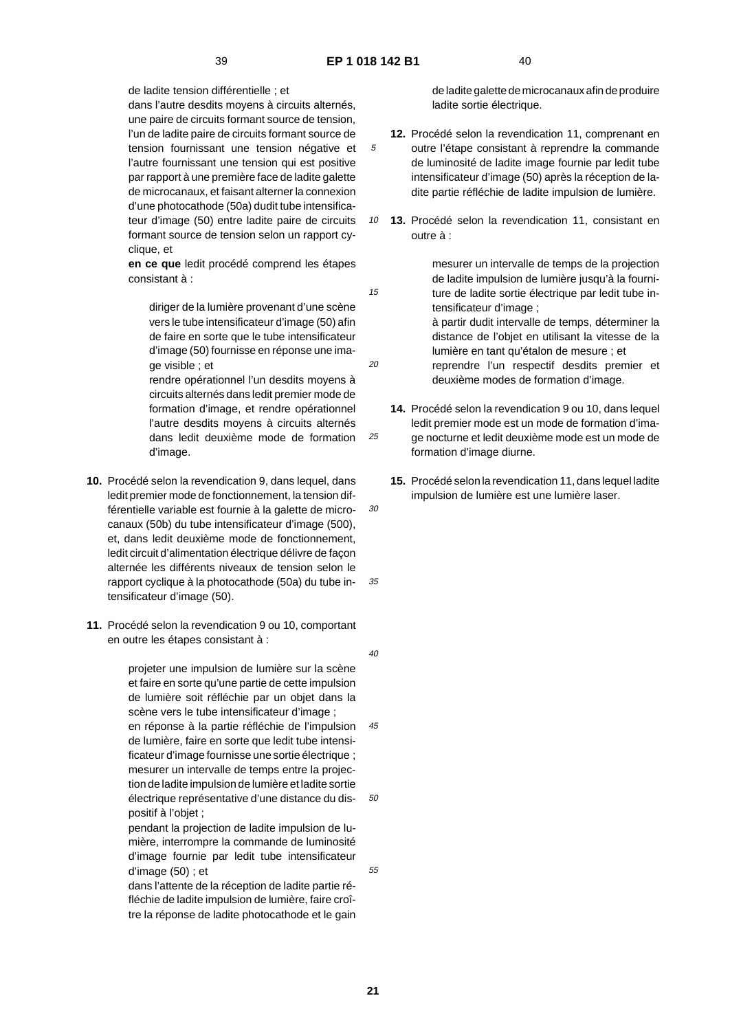de ladite tension différentielle ; et

dans l'autre desdits moyens à circuits alternés, une paire de circuits formant source de tension, l'un de ladite paire de circuits formant source de tension fournissant une tension négative et l'autre fournissant une tension qui est positive par rapport à une première face de ladite galette de microcanaux, et faisant alterner la connexion d'une photocathode (50a) dudit tube intensificateur d'image (50) entre ladite paire de circuits formant source de tension selon un rapport cyclique, et

**en ce que** ledit procédé comprend les étapes consistant à :

diriger de la lumière provenant d'une scène vers le tube intensificateur d'image (50) afin de faire en sorte que le tube intensificateur d'image (50) fournisse en réponse une image visible ; et

rendre opérationnel l'un desdits moyens à circuits alternés dans ledit premier mode de formation d'image, et rendre opérationnel l'autre desdits moyens à circuits alternés dans ledit deuxième mode de formation d'image.

**10.** Procédé selon la revendication 9, dans lequel, dans ledit premier mode de fonctionnement, la tension différentielle variable est fournie à la galette de microcanaux (50b) du tube intensificateur d'image (500), et, dans ledit deuxième mode de fonctionnement, ledit circuit d'alimentation électrique délivre de façon alternée les différents niveaux de tension selon le rapport cyclique à la photocathode (50a) du tube intensificateur d'image (50).

**11.** Procédé selon la revendication 9 ou 10, comportant en outre les étapes consistant à :

projeter une impulsion de lumière sur la scène et faire en sorte qu'une partie de cette impulsion de lumière soit réfléchie par un objet dans la scène vers le tube intensificateur d'image ;

en réponse à la partie réfléchie de l'impulsion de lumière, faire en sorte que ledit tube intensificateur d'image fournisse une sortie électrique ;

mesurer un intervalle de temps entre la projection de ladite impulsion de lumière et ladite sortie électrique représentative d'une distance du dispositif à l'objet ;

pendant la projection de ladite impulsion de lumière, interrompre la commande de luminosité d'image fournie par ledit tube intensificateur d'image (50) ; et

dans l'attente de la réception de ladite partie réfléchie de ladite impulsion de lumière, faire croître la réponse de ladite photocathode et le gain de ladite galette de microcanaux afin de produire ladite sortie électrique.

**12.** Procédé selon la revendication 11, comprenant en outre l'étape consistant à reprendre la commande de luminosité de ladite image fournie par ledit tube intensificateur d'image (50) après la réception de ladite partie réfléchie de ladite impulsion de lumière.

**13.** Procédé selon la revendication 11, consistant en outre à :

mesurer un intervalle de temps de la projection de ladite impulsion de lumière jusqu'à la fourniture de ladite sortie électrique par ledit tube intensificateur d'image ;

à partir dudit intervalle de temps, déterminer la distance de l'objet en utilisant la vitesse de la lumière en tant qu'étalon de mesure ; et

reprendre l'un respectif desdits premier et deuxième modes de formation d'image.

**14.** Procédé selon la revendication 9 ou 10, dans lequel ledit premier mode est un mode de formation d'image nocturne et ledit deuxième mode est un mode de formation d'image diurne.

**15.** Procédé selon la revendication 11, dans lequel ladite impulsion de lumière est une lumière laser.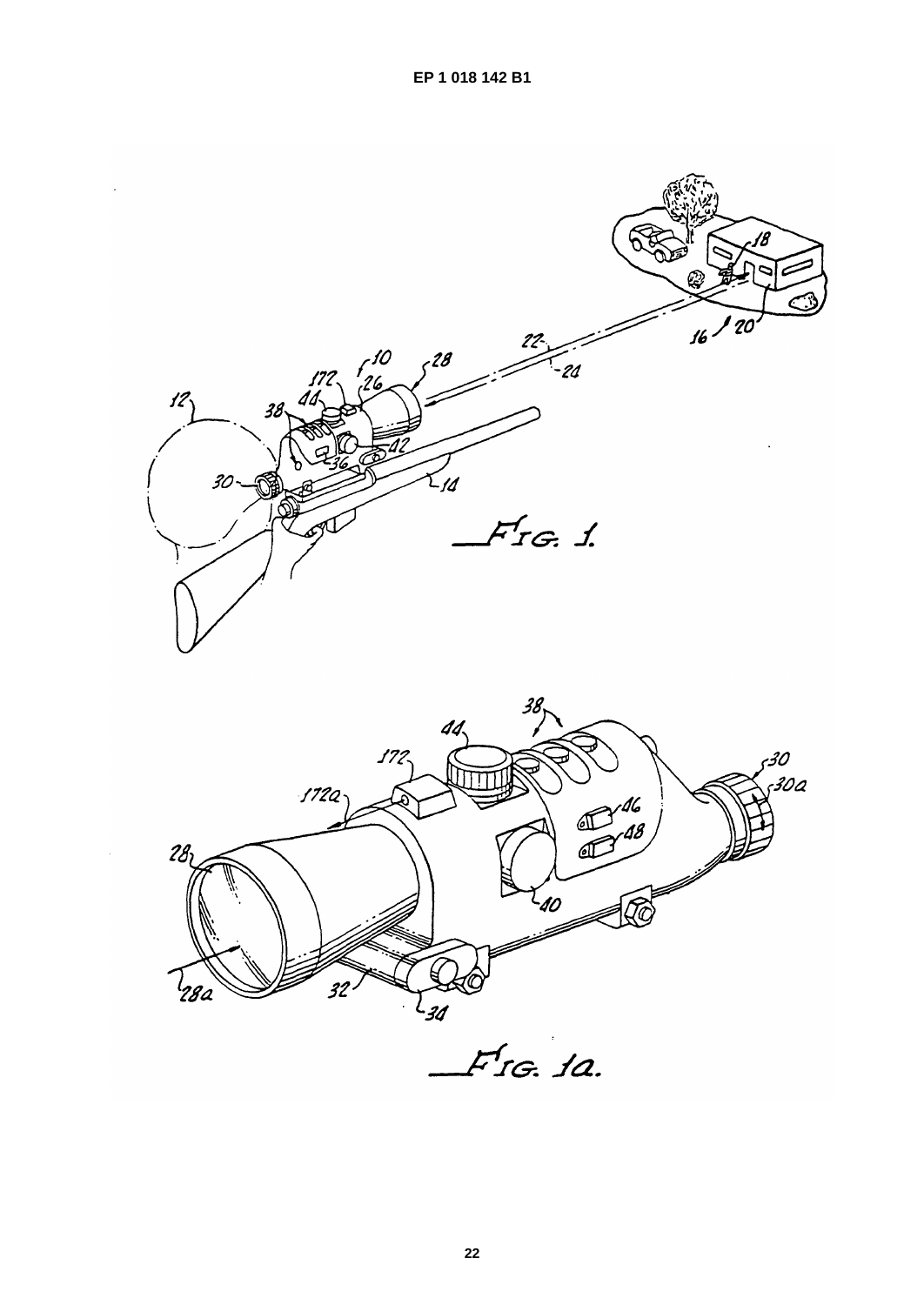FIG. 1.

FIG. 1a.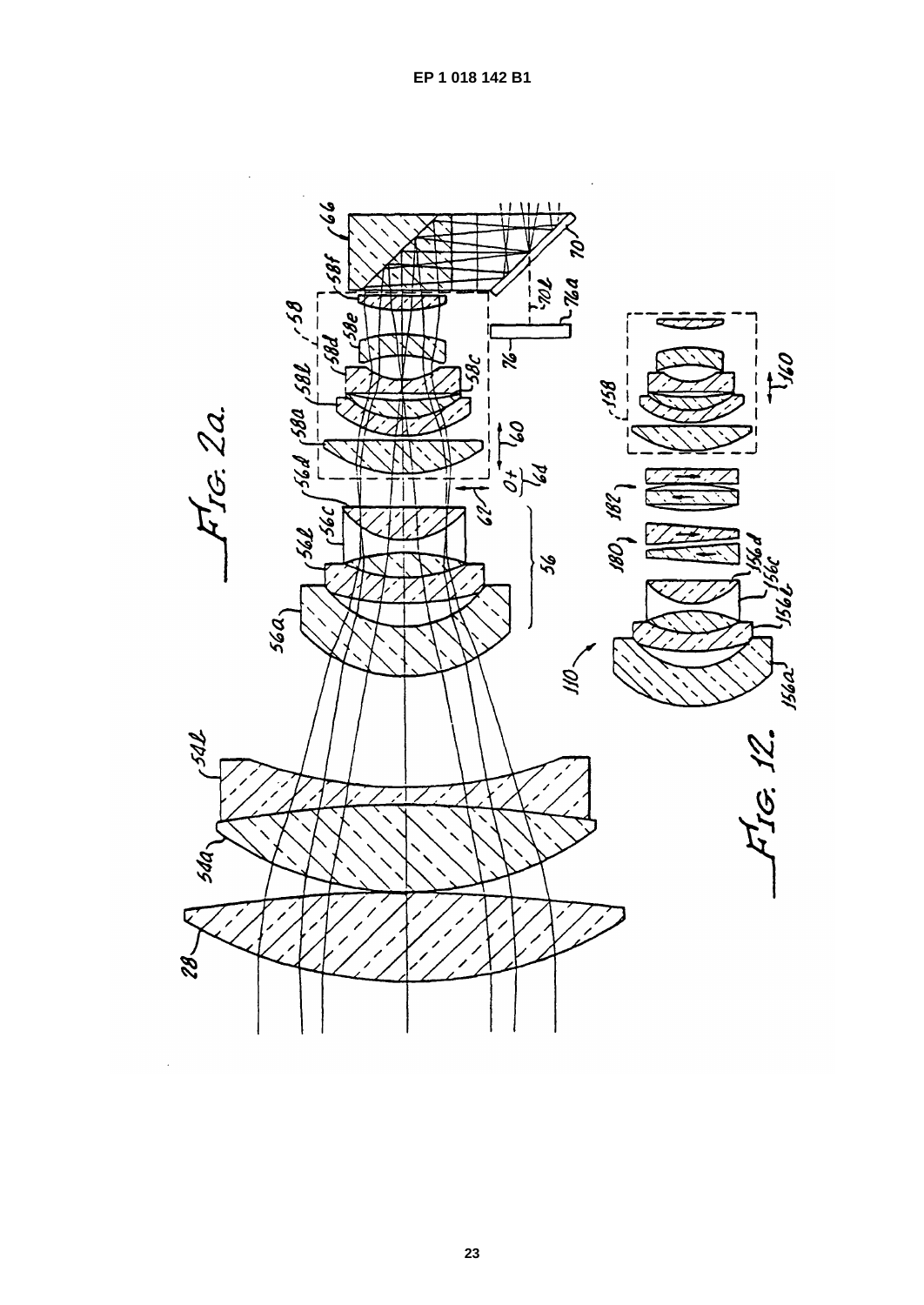FIG. 2a.

FIG. 12.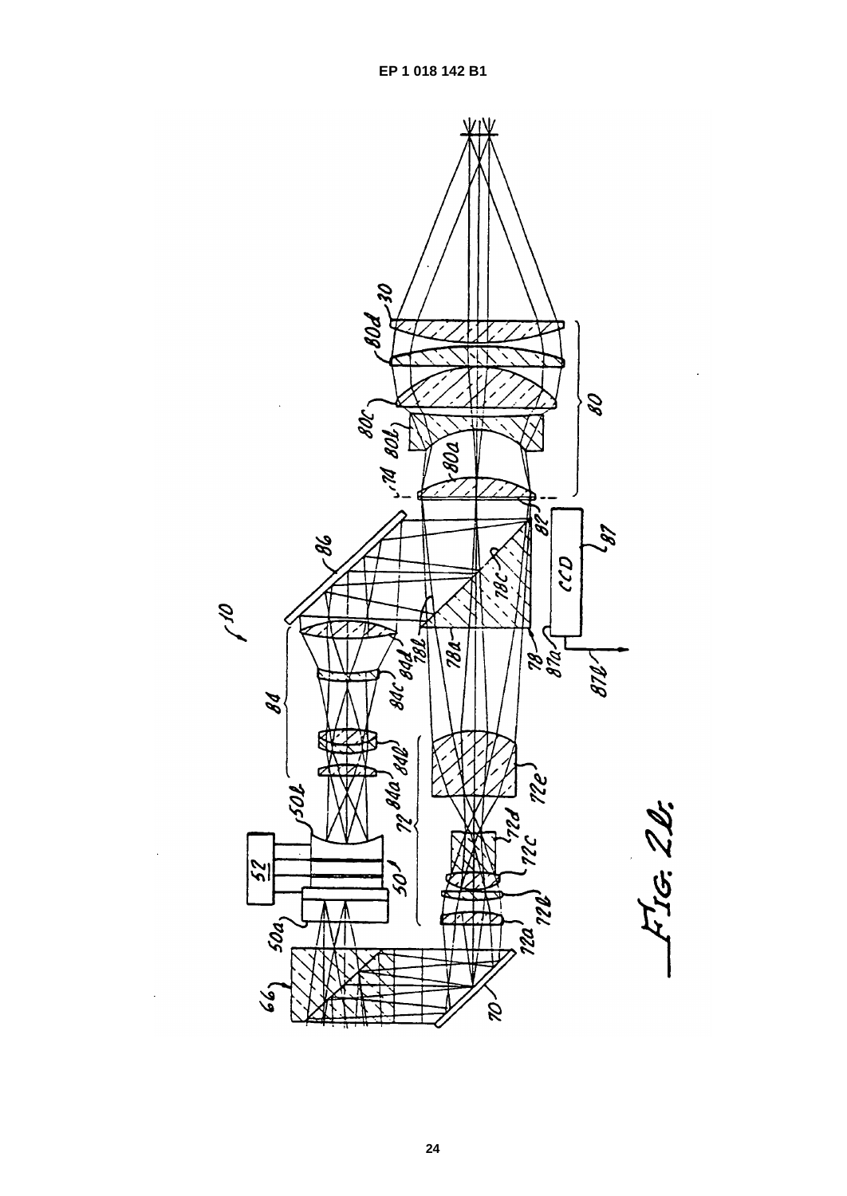FIG. 2b.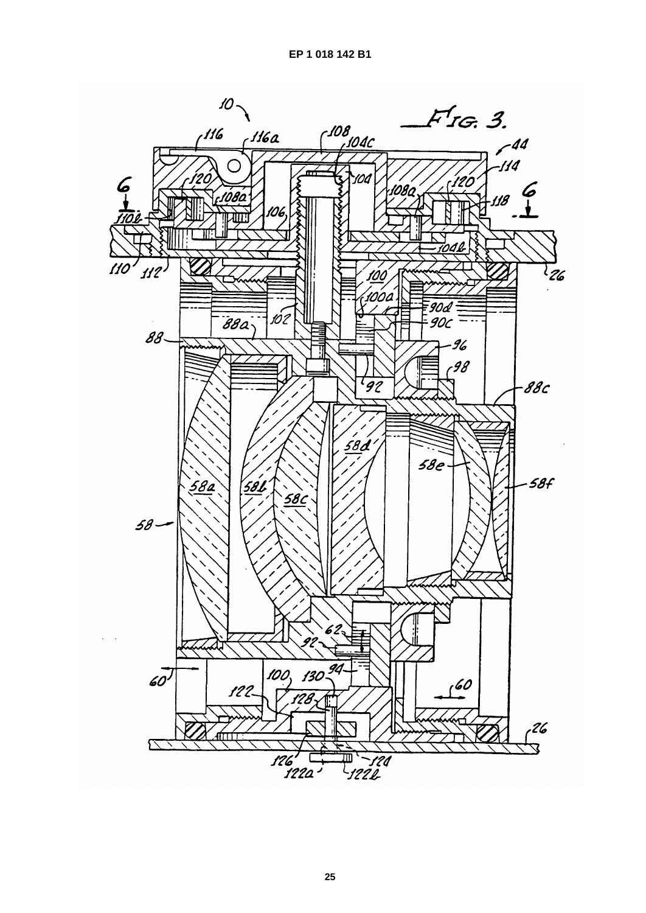FIG. 3.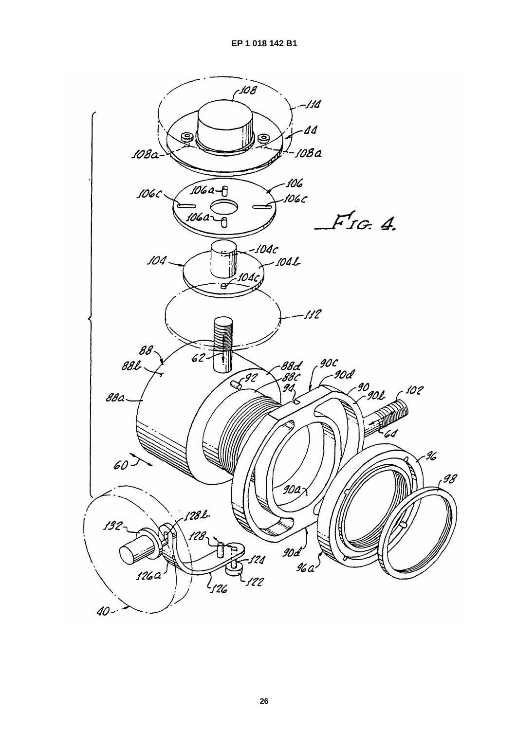FIG. 4.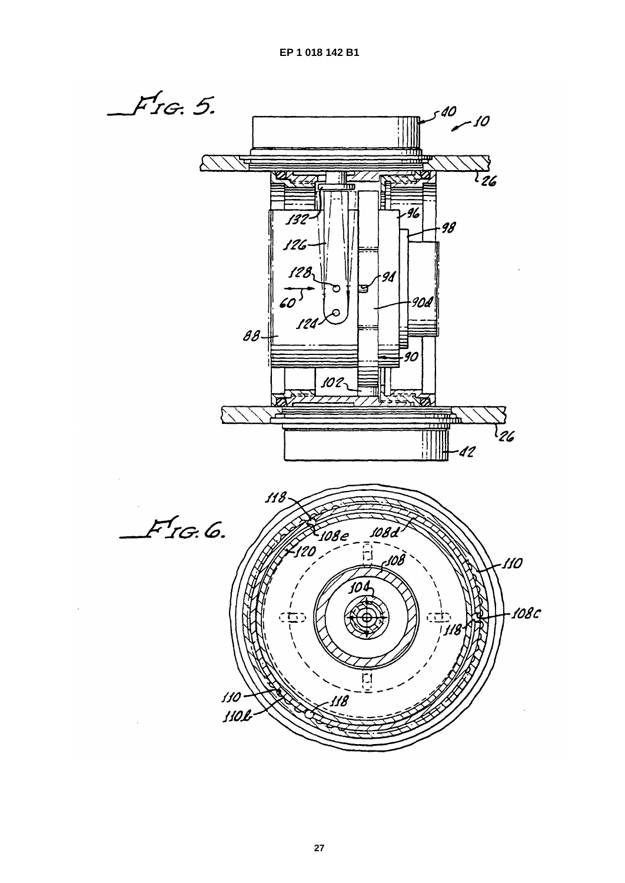FIG. 5.

FIG. 6.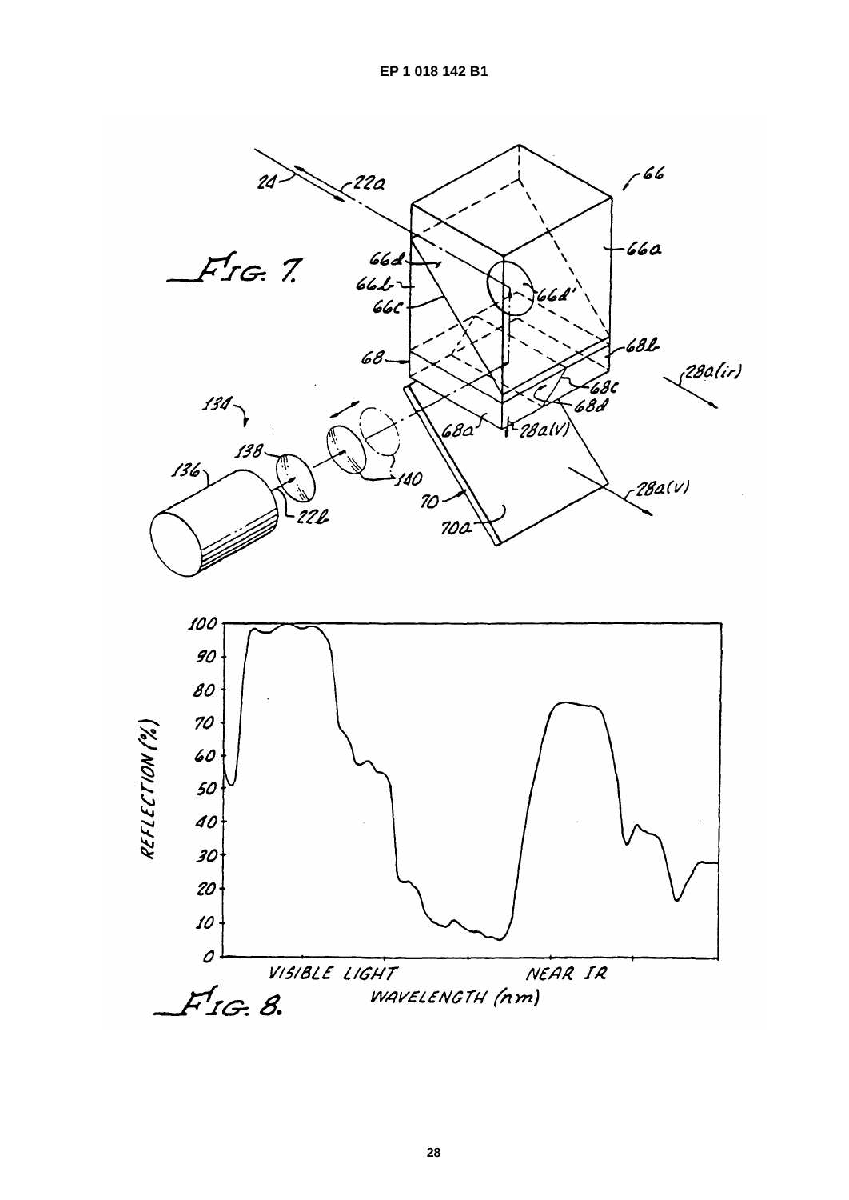FIG. 7.

FIG. 8.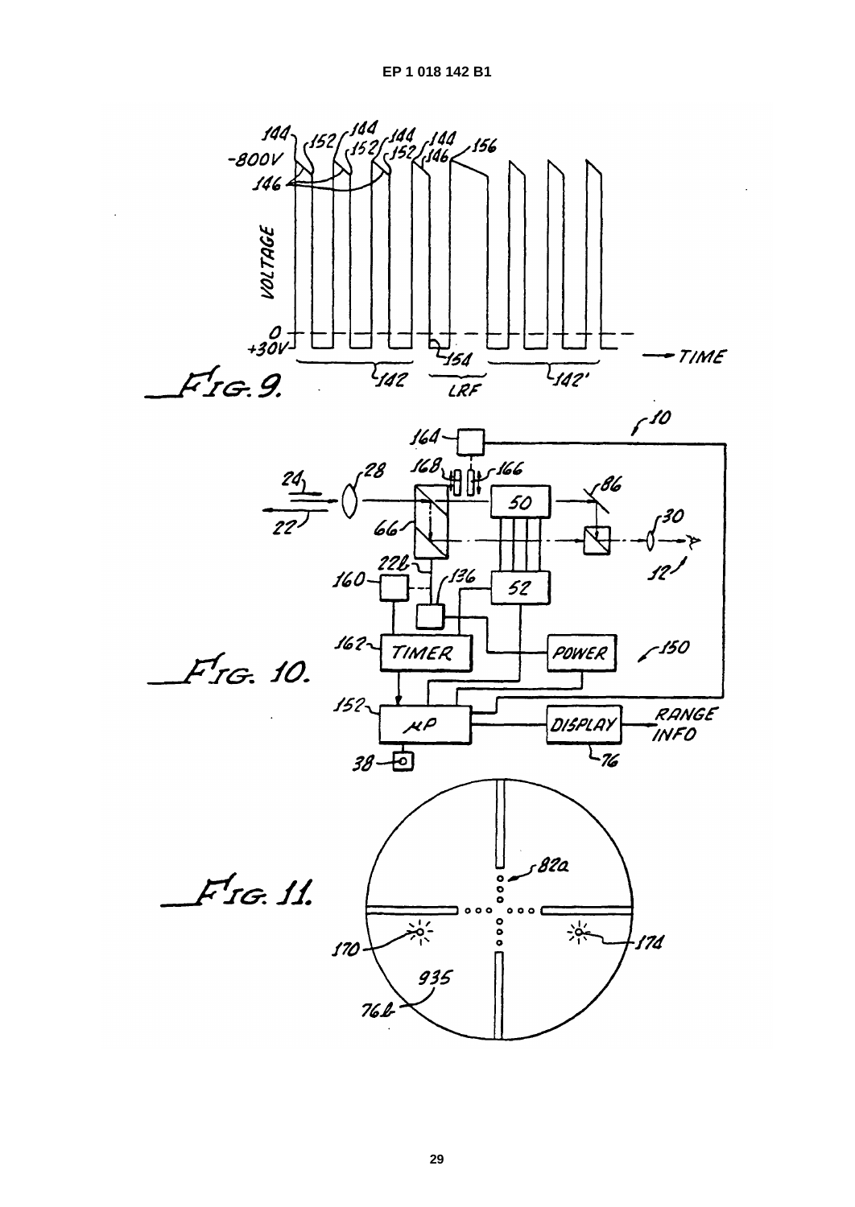FIG. 9.

FIG. 10.

FIG. 11.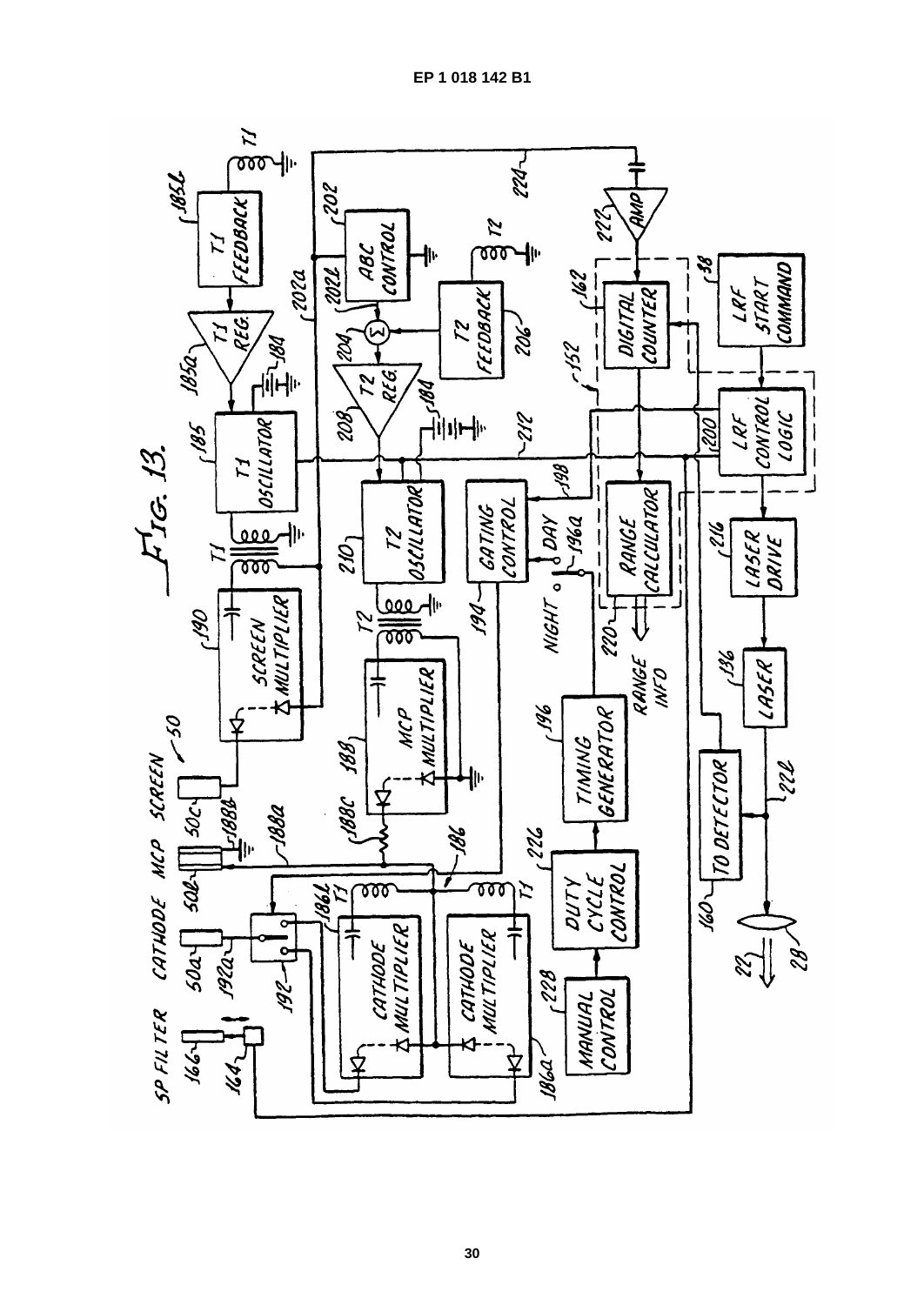FIG. 13.

SP FILTER
CATHODE
MCP
SCREEN
50
164
166
50a
50b
50c
188a
188b
188c
192
192a
186
186a
186b
T1
T2
CATHODE MULTIPLIER
CATHODE MULTIPLIER
MCP MULTIPLIER
SCREEN MULTIPLIER
188
190
T1 OSCILLATOR
185
T1 REG.
185a
T1 FEEDBACK
185b
184
ABC CONTROL
202
202a
202b
204
T2 REG.
208
T2 FEEDBACK
206
T2 OSCILLATOR
210
212
GATING CONTROL
194
198
DAY
NIGHT
196a
TIMING GENERATOR
196
DUTY CYCLE CONTROL
226
MANUAL CONTROL
228
RANGE CALCULATOR
220
RANGE INFO
DIGITAL COUNTER
162
152
AMP
222
224
LRF START COMMAND
38
LRF CONTROL LOGIC
200
LASER DRIVE
216
LASER
136
TO DETECTOR
160
22
22b
28